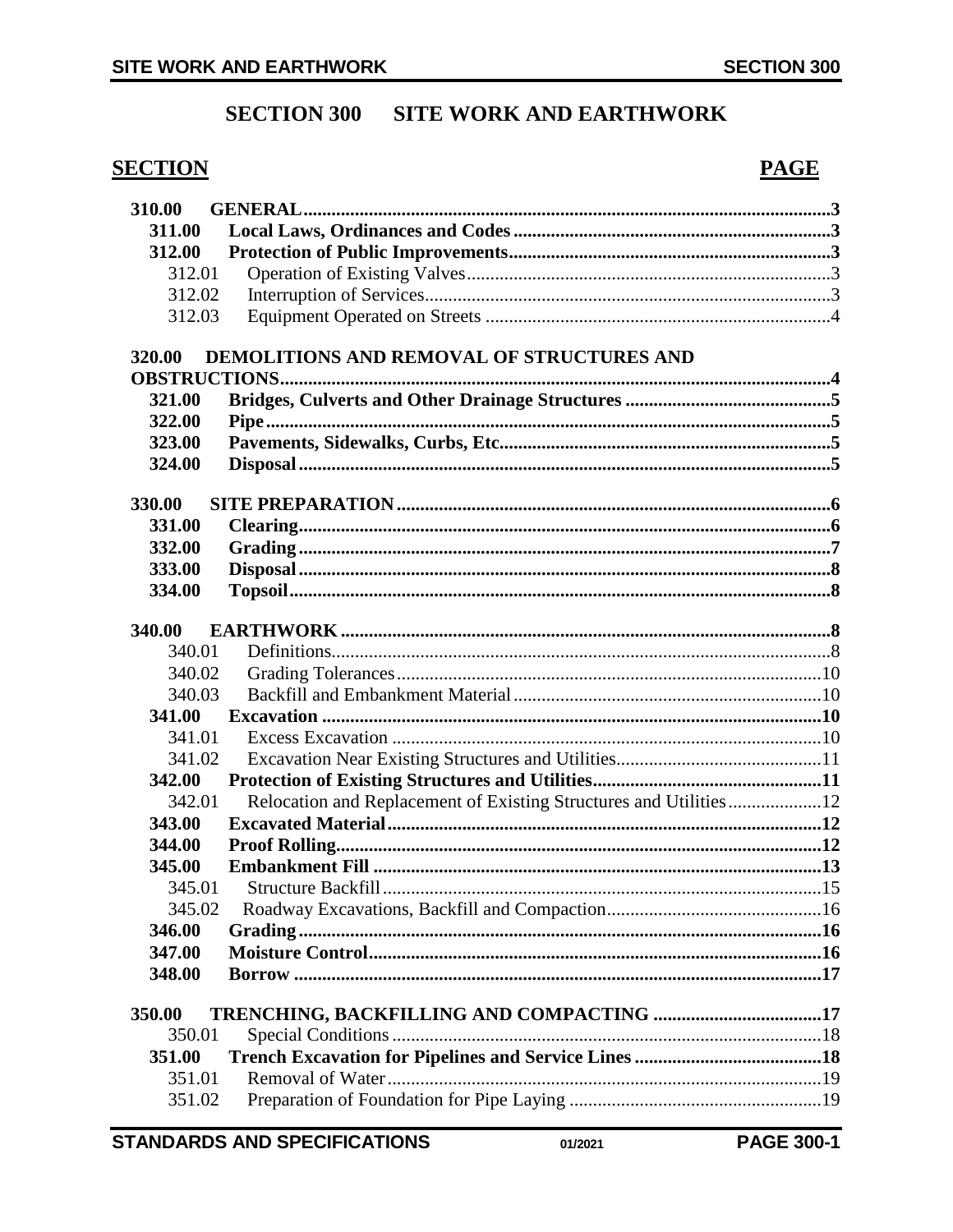# SECTION 300 SITE WORK AND EARTHWORK

| SECTION | | PAGE |
|---|---|---|
| **310.00** | **GENERAL** | **3** |
| **311.00** | **Local Laws, Ordinances and Codes** | **3** |
| **312.00** | **Protection of Public Improvements** | **3** |
| 312.01 | Operation of Existing Valves | 3 |
| 312.02 | Interruption of Services | 3 |
| 312.03 | Equipment Operated on Streets | 4 |
| **320.00** | **DEMOLITIONS AND REMOVAL OF STRUCTURES AND OBSTRUCTIONS** | **4** |
| **321.00** | **Bridges, Culverts and Other Drainage Structures** | **5** |
| **322.00** | **Pipe** | **5** |
| **323.00** | **Pavements, Sidewalks, Curbs, Etc.** | **5** |
| **324.00** | **Disposal** | **5** |
| **330.00** | **SITE PREPARATION** | **6** |
| **331.00** | **Clearing** | **6** |
| **332.00** | **Grading** | **7** |
| **333.00** | **Disposal** | **8** |
| **334.00** | **Topsoil** | **8** |
| **340.00** | **EARTHWORK** | **8** |
| 340.01 | Definitions | 8 |
| 340.02 | Grading Tolerances | 10 |
| 340.03 | Backfill and Embankment Material | 10 |
| **341.00** | **Excavation** | **10** |
| 341.01 | Excess Excavation | 10 |
| 341.02 | Excavation Near Existing Structures and Utilities | 11 |
| **342.00** | **Protection of Existing Structures and Utilities** | **11** |
| 342.01 | Relocation and Replacement of Existing Structures and Utilities | 12 |
| **343.00** | **Excavated Material** | **12** |
| **344.00** | **Proof Rolling** | **12** |
| **345.00** | **Embankment Fill** | **13** |
| 345.01 | Structure Backfill | 15 |
| 345.02 | Roadway Excavations, Backfill and Compaction | 16 |
| **346.00** | **Grading** | **16** |
| **347.00** | **Moisture Control** | **16** |
| **348.00** | **Borrow** | **17** |
| **350.00** | **TRENCHING, BACKFILLING AND COMPACTING** | **17** |
| 350.01 | Special Conditions | 18 |
| **351.00** | **Trench Excavation for Pipelines and Service Lines** | **18** |
| 351.01 | Removal of Water | 19 |
| 351.02 | Preparation of Foundation for Pipe Laying | 19 |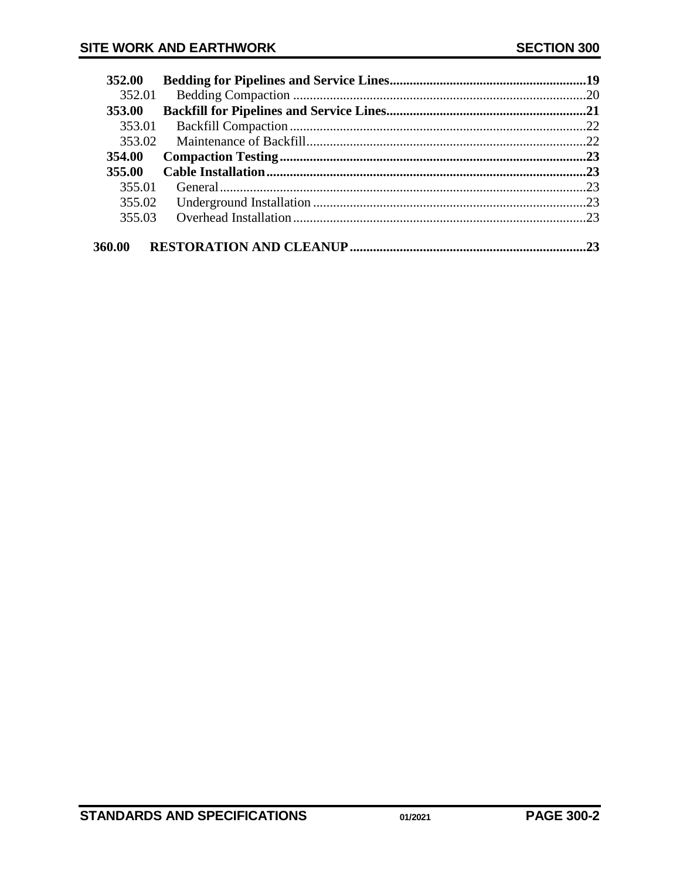| | | |
|---|---|---|
| **352.00** | **Bedding for Pipelines and Service Lines** | **19** |
| 352.01 | Bedding Compaction | 20 |
| **353.00** | **Backfill for Pipelines and Service Lines** | **21** |
| 353.01 | Backfill Compaction | 22 |
| 353.02 | Maintenance of Backfill | 22 |
| **354.00** | **Compaction Testing** | **23** |
| **355.00** | **Cable Installation** | **23** |
| 355.01 | General | 23 |
| 355.02 | Underground Installation | 23 |
| 355.03 | Overhead Installation | 23 |
| **360.00** | **RESTORATION AND CLEANUP** | **23** |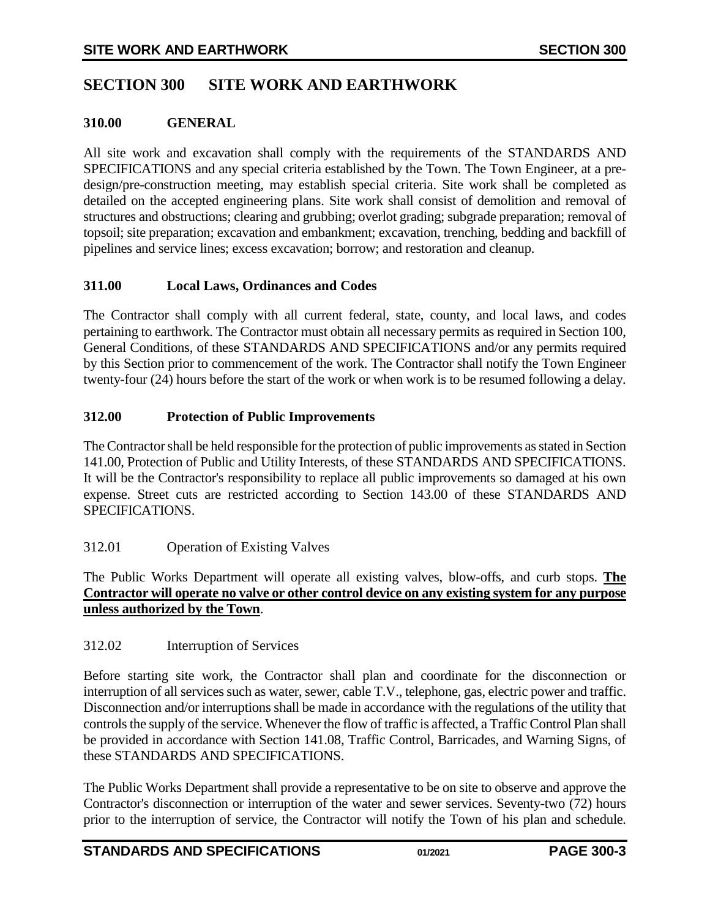# SECTION 300 SITE WORK AND EARTHWORK

## 310.00 GENERAL

All site work and excavation shall comply with the requirements of the STANDARDS AND SPECIFICATIONS and any special criteria established by the Town. The Town Engineer, at a pre-design/pre-construction meeting, may establish special criteria. Site work shall be completed as detailed on the accepted engineering plans. Site work shall consist of demolition and removal of structures and obstructions; clearing and grubbing; overlot grading; subgrade preparation; removal of topsoil; site preparation; excavation and embankment; excavation, trenching, bedding and backfill of pipelines and service lines; excess excavation; borrow; and restoration and cleanup.

### 311.00 Local Laws, Ordinances and Codes

The Contractor shall comply with all current federal, state, county, and local laws, and codes pertaining to earthwork. The Contractor must obtain all necessary permits as required in Section 100, General Conditions, of these STANDARDS AND SPECIFICATIONS and/or any permits required by this Section prior to commencement of the work. The Contractor shall notify the Town Engineer twenty-four (24) hours before the start of the work or when work is to be resumed following a delay.

### 312.00 Protection of Public Improvements

The Contractor shall be held responsible for the protection of public improvements as stated in Section 141.00, Protection of Public and Utility Interests, of these STANDARDS AND SPECIFICATIONS. It will be the Contractor's responsibility to replace all public improvements so damaged at his own expense. Street cuts are restricted according to Section 143.00 of these STANDARDS AND SPECIFICATIONS.

#### 312.01 Operation of Existing Valves

The Public Works Department will operate all existing valves, blow-offs, and curb stops. **The Contractor will operate no valve or other control device on any existing system for any purpose unless authorized by the Town**.

#### 312.02 Interruption of Services

Before starting site work, the Contractor shall plan and coordinate for the disconnection or interruption of all services such as water, sewer, cable T.V., telephone, gas, electric power and traffic. Disconnection and/or interruptions shall be made in accordance with the regulations of the utility that controls the supply of the service. Whenever the flow of traffic is affected, a Traffic Control Plan shall be provided in accordance with Section 141.08, Traffic Control, Barricades, and Warning Signs, of these STANDARDS AND SPECIFICATIONS.

The Public Works Department shall provide a representative to be on site to observe and approve the Contractor's disconnection or interruption of the water and sewer services. Seventy-two (72) hours prior to the interruption of service, the Contractor will notify the Town of his plan and schedule.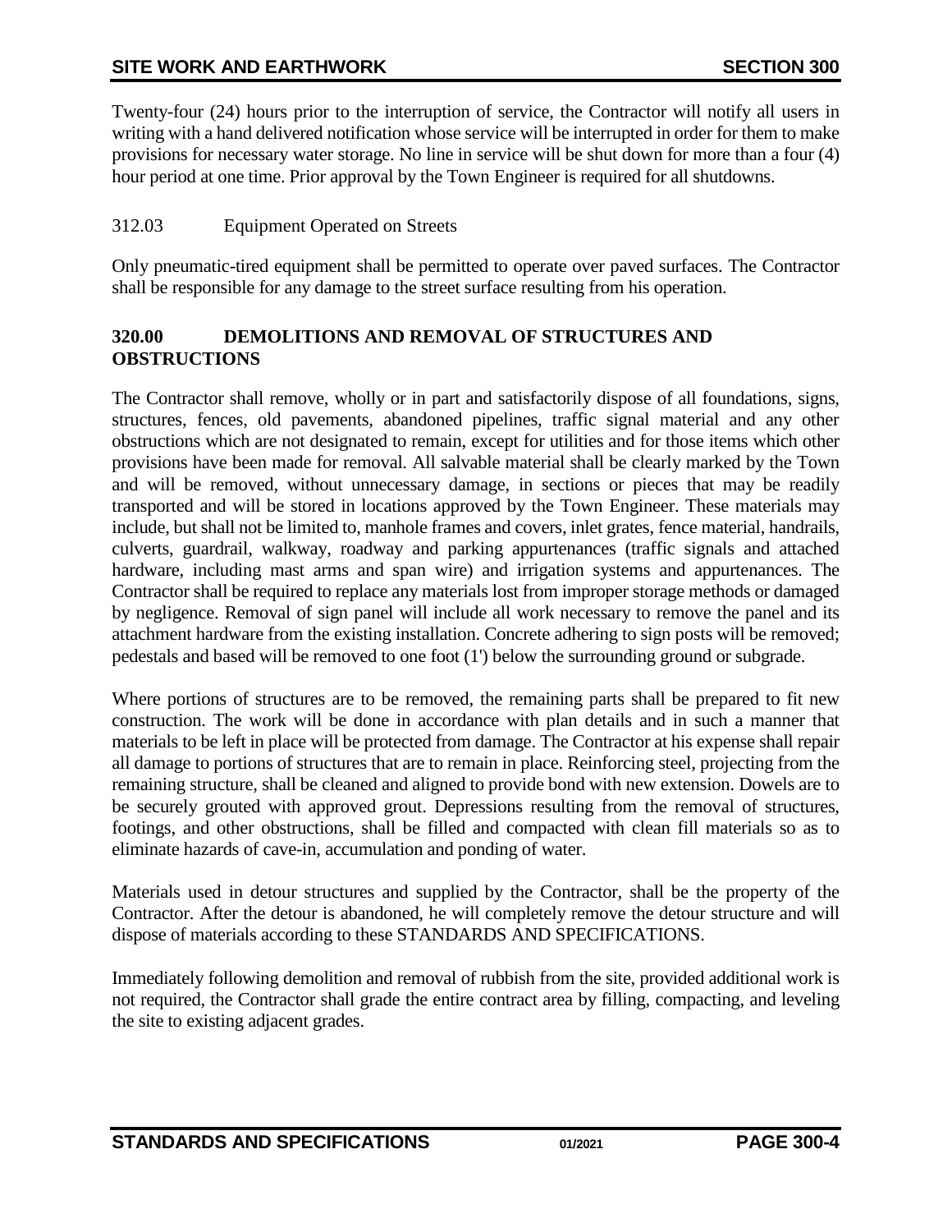Twenty-four (24) hours prior to the interruption of service, the Contractor will notify all users in writing with a hand delivered notification whose service will be interrupted in order for them to make provisions for necessary water storage. No line in service will be shut down for more than a four (4) hour period at one time. Prior approval by the Town Engineer is required for all shutdowns.

312.03 Equipment Operated on Streets

Only pneumatic-tired equipment shall be permitted to operate over paved surfaces. The Contractor shall be responsible for any damage to the street surface resulting from his operation.

## 320.00 DEMOLITIONS AND REMOVAL OF STRUCTURES AND OBSTRUCTIONS

The Contractor shall remove, wholly or in part and satisfactorily dispose of all foundations, signs, structures, fences, old pavements, abandoned pipelines, traffic signal material and any other obstructions which are not designated to remain, except for utilities and for those items which other provisions have been made for removal. All salvable material shall be clearly marked by the Town and will be removed, without unnecessary damage, in sections or pieces that may be readily transported and will be stored in locations approved by the Town Engineer. These materials may include, but shall not be limited to, manhole frames and covers, inlet grates, fence material, handrails, culverts, guardrail, walkway, roadway and parking appurtenances (traffic signals and attached hardware, including mast arms and span wire) and irrigation systems and appurtenances. The Contractor shall be required to replace any materials lost from improper storage methods or damaged by negligence. Removal of sign panel will include all work necessary to remove the panel and its attachment hardware from the existing installation. Concrete adhering to sign posts will be removed; pedestals and based will be removed to one foot (1') below the surrounding ground or subgrade.

Where portions of structures are to be removed, the remaining parts shall be prepared to fit new construction. The work will be done in accordance with plan details and in such a manner that materials to be left in place will be protected from damage. The Contractor at his expense shall repair all damage to portions of structures that are to remain in place. Reinforcing steel, projecting from the remaining structure, shall be cleaned and aligned to provide bond with new extension. Dowels are to be securely grouted with approved grout. Depressions resulting from the removal of structures, footings, and other obstructions, shall be filled and compacted with clean fill materials so as to eliminate hazards of cave-in, accumulation and ponding of water.

Materials used in detour structures and supplied by the Contractor, shall be the property of the Contractor. After the detour is abandoned, he will completely remove the detour structure and will dispose of materials according to these STANDARDS AND SPECIFICATIONS.

Immediately following demolition and removal of rubbish from the site, provided additional work is not required, the Contractor shall grade the entire contract area by filling, compacting, and leveling the site to existing adjacent grades.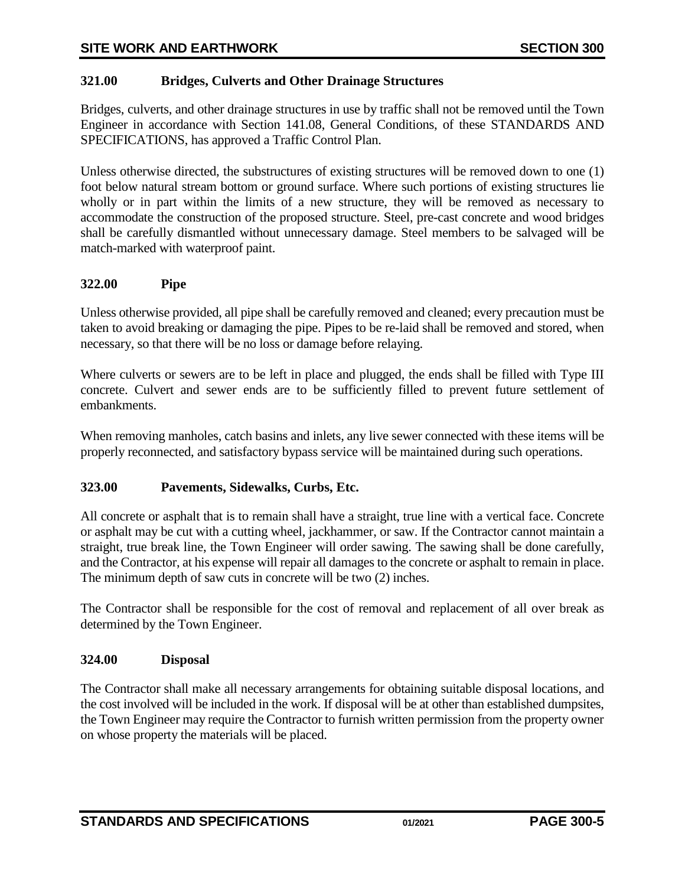### 321.00 Bridges, Culverts and Other Drainage Structures

Bridges, culverts, and other drainage structures in use by traffic shall not be removed until the Town Engineer in accordance with Section 141.08, General Conditions, of these STANDARDS AND SPECIFICATIONS, has approved a Traffic Control Plan.

Unless otherwise directed, the substructures of existing structures will be removed down to one (1) foot below natural stream bottom or ground surface. Where such portions of existing structures lie wholly or in part within the limits of a new structure, they will be removed as necessary to accommodate the construction of the proposed structure. Steel, pre-cast concrete and wood bridges shall be carefully dismantled without unnecessary damage. Steel members to be salvaged will be match-marked with waterproof paint.

### 322.00 Pipe

Unless otherwise provided, all pipe shall be carefully removed and cleaned; every precaution must be taken to avoid breaking or damaging the pipe. Pipes to be re-laid shall be removed and stored, when necessary, so that there will be no loss or damage before relaying.

Where culverts or sewers are to be left in place and plugged, the ends shall be filled with Type III concrete. Culvert and sewer ends are to be sufficiently filled to prevent future settlement of embankments.

When removing manholes, catch basins and inlets, any live sewer connected with these items will be properly reconnected, and satisfactory bypass service will be maintained during such operations.

### 323.00 Pavements, Sidewalks, Curbs, Etc.

All concrete or asphalt that is to remain shall have a straight, true line with a vertical face. Concrete or asphalt may be cut with a cutting wheel, jackhammer, or saw. If the Contractor cannot maintain a straight, true break line, the Town Engineer will order sawing. The sawing shall be done carefully, and the Contractor, at his expense will repair all damages to the concrete or asphalt to remain in place. The minimum depth of saw cuts in concrete will be two (2) inches.

The Contractor shall be responsible for the cost of removal and replacement of all over break as determined by the Town Engineer.

### 324.00 Disposal

The Contractor shall make all necessary arrangements for obtaining suitable disposal locations, and the cost involved will be included in the work. If disposal will be at other than established dumpsites, the Town Engineer may require the Contractor to furnish written permission from the property owner on whose property the materials will be placed.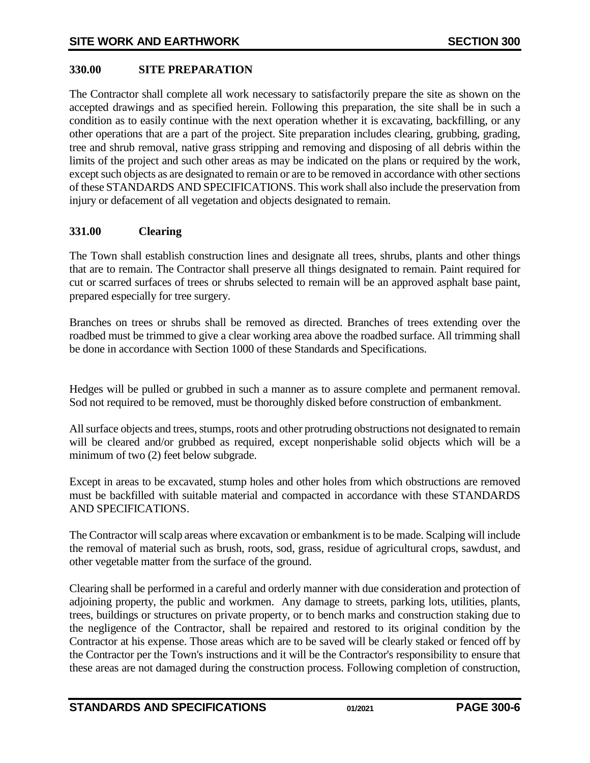## 330.00 SITE PREPARATION

The Contractor shall complete all work necessary to satisfactorily prepare the site as shown on the accepted drawings and as specified herein. Following this preparation, the site shall be in such a condition as to easily continue with the next operation whether it is excavating, backfilling, or any other operations that are a part of the project. Site preparation includes clearing, grubbing, grading, tree and shrub removal, native grass stripping and removing and disposing of all debris within the limits of the project and such other areas as may be indicated on the plans or required by the work, except such objects as are designated to remain or are to be removed in accordance with other sections of these STANDARDS AND SPECIFICATIONS. This work shall also include the preservation from injury or defacement of all vegetation and objects designated to remain.

### 331.00 Clearing

The Town shall establish construction lines and designate all trees, shrubs, plants and other things that are to remain. The Contractor shall preserve all things designated to remain. Paint required for cut or scarred surfaces of trees or shrubs selected to remain will be an approved asphalt base paint, prepared especially for tree surgery.

Branches on trees or shrubs shall be removed as directed. Branches of trees extending over the roadbed must be trimmed to give a clear working area above the roadbed surface. All trimming shall be done in accordance with Section 1000 of these Standards and Specifications.

Hedges will be pulled or grubbed in such a manner as to assure complete and permanent removal. Sod not required to be removed, must be thoroughly disked before construction of embankment.

All surface objects and trees, stumps, roots and other protruding obstructions not designated to remain will be cleared and/or grubbed as required, except nonperishable solid objects which will be a minimum of two (2) feet below subgrade.

Except in areas to be excavated, stump holes and other holes from which obstructions are removed must be backfilled with suitable material and compacted in accordance with these STANDARDS AND SPECIFICATIONS.

The Contractor will scalp areas where excavation or embankment is to be made. Scalping will include the removal of material such as brush, roots, sod, grass, residue of agricultural crops, sawdust, and other vegetable matter from the surface of the ground.

Clearing shall be performed in a careful and orderly manner with due consideration and protection of adjoining property, the public and workmen. Any damage to streets, parking lots, utilities, plants, trees, buildings or structures on private property, or to bench marks and construction staking due to the negligence of the Contractor, shall be repaired and restored to its original condition by the Contractor at his expense. Those areas which are to be saved will be clearly staked or fenced off by the Contractor per the Town's instructions and it will be the Contractor's responsibility to ensure that these areas are not damaged during the construction process. Following completion of construction,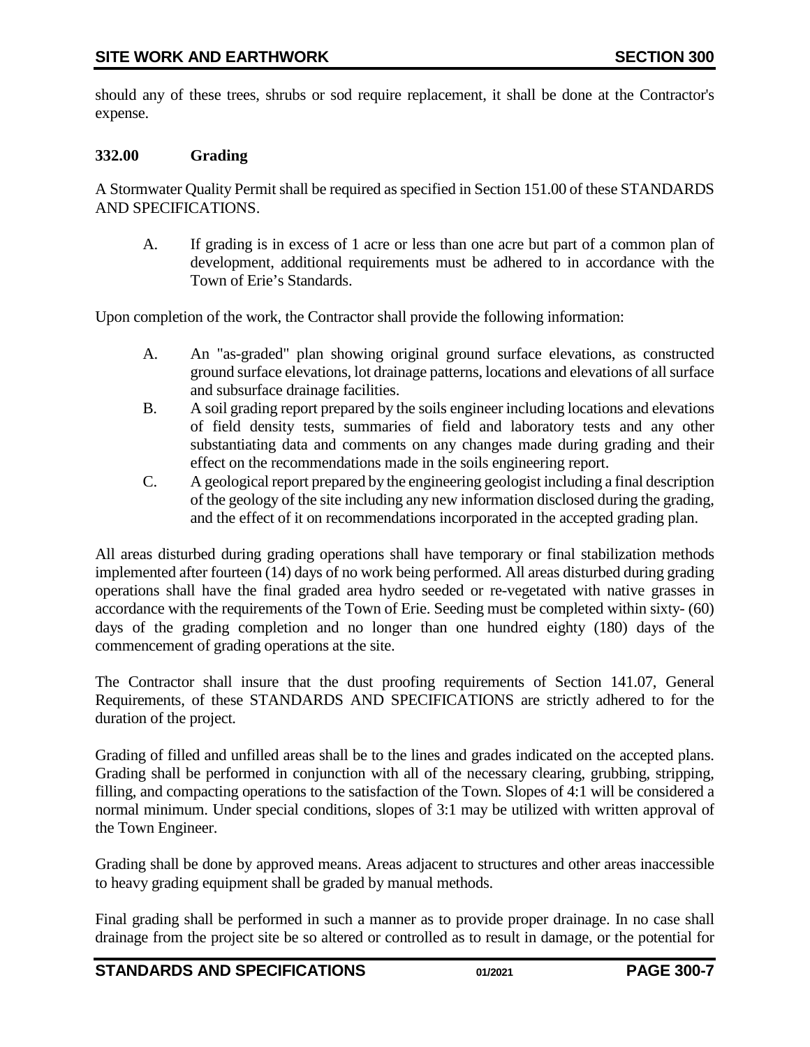should any of these trees, shrubs or sod require replacement, it shall be done at the Contractor's expense.

### 332.00 Grading

A Stormwater Quality Permit shall be required as specified in Section 151.00 of these STANDARDS AND SPECIFICATIONS.

A. If grading is in excess of 1 acre or less than one acre but part of a common plan of development, additional requirements must be adhered to in accordance with the Town of Erie's Standards.

Upon completion of the work, the Contractor shall provide the following information:

A. An "as-graded" plan showing original ground surface elevations, as constructed ground surface elevations, lot drainage patterns, locations and elevations of all surface and subsurface drainage facilities.
B. A soil grading report prepared by the soils engineer including locations and elevations of field density tests, summaries of field and laboratory tests and any other substantiating data and comments on any changes made during grading and their effect on the recommendations made in the soils engineering report.
C. A geological report prepared by the engineering geologist including a final description of the geology of the site including any new information disclosed during the grading, and the effect of it on recommendations incorporated in the accepted grading plan.

All areas disturbed during grading operations shall have temporary or final stabilization methods implemented after fourteen (14) days of no work being performed. All areas disturbed during grading operations shall have the final graded area hydro seeded or re-vegetated with native grasses in accordance with the requirements of the Town of Erie. Seeding must be completed within sixty- (60) days of the grading completion and no longer than one hundred eighty (180) days of the commencement of grading operations at the site.

The Contractor shall insure that the dust proofing requirements of Section 141.07, General Requirements, of these STANDARDS AND SPECIFICATIONS are strictly adhered to for the duration of the project.

Grading of filled and unfilled areas shall be to the lines and grades indicated on the accepted plans. Grading shall be performed in conjunction with all of the necessary clearing, grubbing, stripping, filling, and compacting operations to the satisfaction of the Town. Slopes of 4:1 will be considered a normal minimum. Under special conditions, slopes of 3:1 may be utilized with written approval of the Town Engineer.

Grading shall be done by approved means. Areas adjacent to structures and other areas inaccessible to heavy grading equipment shall be graded by manual methods.

Final grading shall be performed in such a manner as to provide proper drainage. In no case shall drainage from the project site be so altered or controlled as to result in damage, or the potential for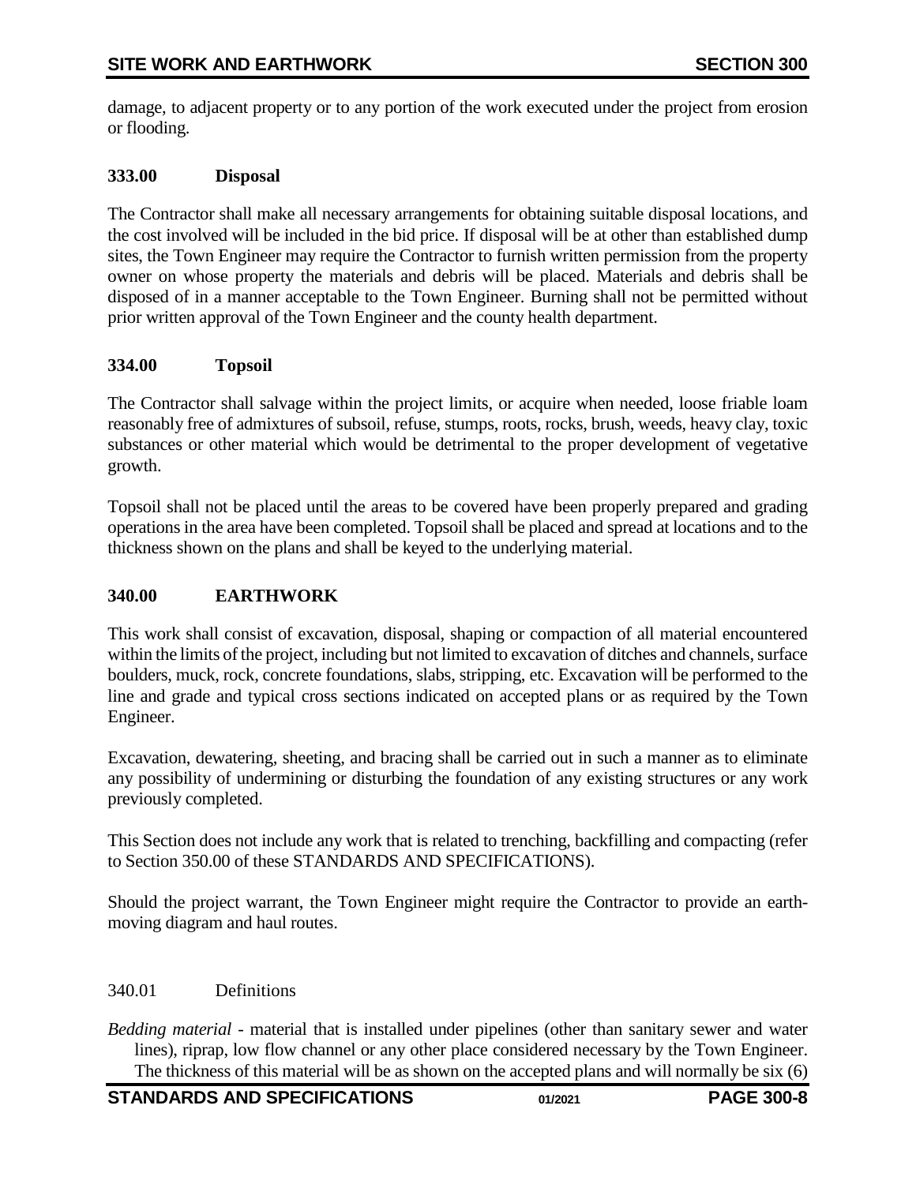damage, to adjacent property or to any portion of the work executed under the project from erosion or flooding.

### 333.00 Disposal

The Contractor shall make all necessary arrangements for obtaining suitable disposal locations, and the cost involved will be included in the bid price. If disposal will be at other than established dump sites, the Town Engineer may require the Contractor to furnish written permission from the property owner on whose property the materials and debris will be placed. Materials and debris shall be disposed of in a manner acceptable to the Town Engineer. Burning shall not be permitted without prior written approval of the Town Engineer and the county health department.

### 334.00 Topsoil

The Contractor shall salvage within the project limits, or acquire when needed, loose friable loam reasonably free of admixtures of subsoil, refuse, stumps, roots, rocks, brush, weeds, heavy clay, toxic substances or other material which would be detrimental to the proper development of vegetative growth.

Topsoil shall not be placed until the areas to be covered have been properly prepared and grading operations in the area have been completed. Topsoil shall be placed and spread at locations and to the thickness shown on the plans and shall be keyed to the underlying material.

## 340.00 EARTHWORK

This work shall consist of excavation, disposal, shaping or compaction of all material encountered within the limits of the project, including but not limited to excavation of ditches and channels, surface boulders, muck, rock, concrete foundations, slabs, stripping, etc. Excavation will be performed to the line and grade and typical cross sections indicated on accepted plans or as required by the Town Engineer.

Excavation, dewatering, sheeting, and bracing shall be carried out in such a manner as to eliminate any possibility of undermining or disturbing the foundation of any existing structures or any work previously completed.

This Section does not include any work that is related to trenching, backfilling and compacting (refer to Section 350.00 of these STANDARDS AND SPECIFICATIONS).

Should the project warrant, the Town Engineer might require the Contractor to provide an earth-moving diagram and haul routes.

340.01 Definitions

*Bedding material* - material that is installed under pipelines (other than sanitary sewer and water lines), riprap, low flow channel or any other place considered necessary by the Town Engineer. The thickness of this material will be as shown on the accepted plans and will normally be six (6)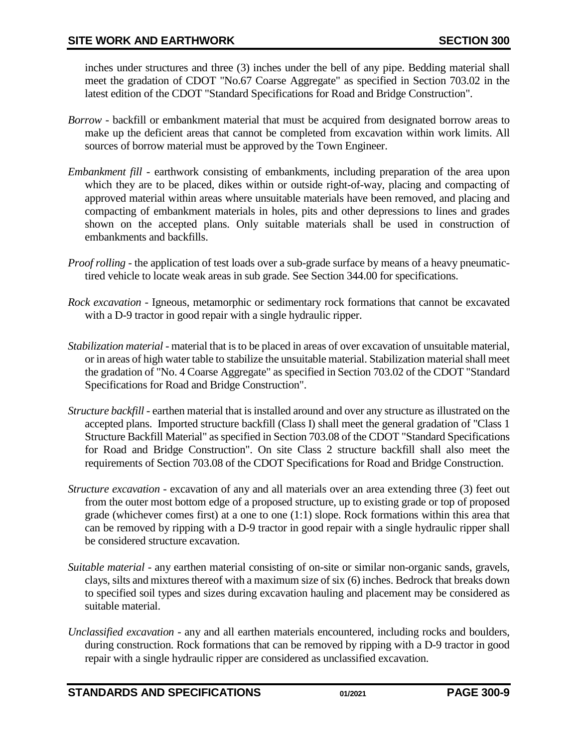inches under structures and three (3) inches under the bell of any pipe. Bedding material shall meet the gradation of CDOT "No.67 Coarse Aggregate" as specified in Section 703.02 in the latest edition of the CDOT "Standard Specifications for Road and Bridge Construction".

*Borrow* - backfill or embankment material that must be acquired from designated borrow areas to make up the deficient areas that cannot be completed from excavation within work limits. All sources of borrow material must be approved by the Town Engineer.

*Embankment fill* - earthwork consisting of embankments, including preparation of the area upon which they are to be placed, dikes within or outside right-of-way, placing and compacting of approved material within areas where unsuitable materials have been removed, and placing and compacting of embankment materials in holes, pits and other depressions to lines and grades shown on the accepted plans. Only suitable materials shall be used in construction of embankments and backfills.

*Proof rolling* - the application of test loads over a sub-grade surface by means of a heavy pneumatic-tired vehicle to locate weak areas in sub grade. See Section 344.00 for specifications.

*Rock excavation* - Igneous, metamorphic or sedimentary rock formations that cannot be excavated with a D-9 tractor in good repair with a single hydraulic ripper.

*Stabilization material* - material that is to be placed in areas of over excavation of unsuitable material, or in areas of high water table to stabilize the unsuitable material. Stabilization material shall meet the gradation of "No. 4 Coarse Aggregate" as specified in Section 703.02 of the CDOT "Standard Specifications for Road and Bridge Construction".

*Structure backfill* - earthen material that is installed around and over any structure as illustrated on the accepted plans. Imported structure backfill (Class I) shall meet the general gradation of "Class 1 Structure Backfill Material" as specified in Section 703.08 of the CDOT "Standard Specifications for Road and Bridge Construction". On site Class 2 structure backfill shall also meet the requirements of Section 703.08 of the CDOT Specifications for Road and Bridge Construction.

*Structure excavation* - excavation of any and all materials over an area extending three (3) feet out from the outer most bottom edge of a proposed structure, up to existing grade or top of proposed grade (whichever comes first) at a one to one (1:1) slope. Rock formations within this area that can be removed by ripping with a D-9 tractor in good repair with a single hydraulic ripper shall be considered structure excavation.

*Suitable material* - any earthen material consisting of on-site or similar non-organic sands, gravels, clays, silts and mixtures thereof with a maximum size of six (6) inches. Bedrock that breaks down to specified soil types and sizes during excavation hauling and placement may be considered as suitable material.

*Unclassified excavation* - any and all earthen materials encountered, including rocks and boulders, during construction. Rock formations that can be removed by ripping with a D-9 tractor in good repair with a single hydraulic ripper are considered as unclassified excavation.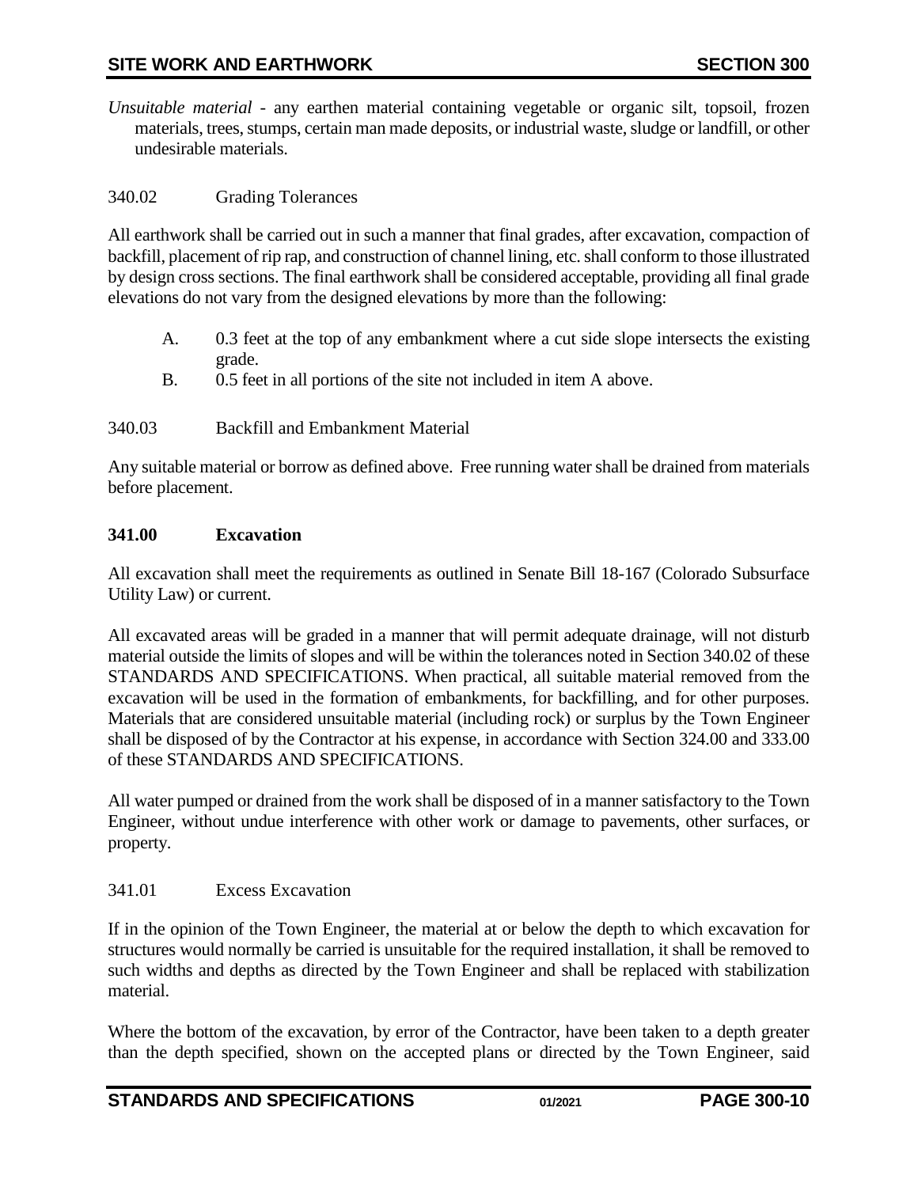*Unsuitable material* - any earthen material containing vegetable or organic silt, topsoil, frozen materials, trees, stumps, certain man made deposits, or industrial waste, sludge or landfill, or other undesirable materials.

340.02 Grading Tolerances

All earthwork shall be carried out in such a manner that final grades, after excavation, compaction of backfill, placement of rip rap, and construction of channel lining, etc. shall conform to those illustrated by design cross sections. The final earthwork shall be considered acceptable, providing all final grade elevations do not vary from the designed elevations by more than the following:

A. 0.3 feet at the top of any embankment where a cut side slope intersects the existing grade.
B. 0.5 feet in all portions of the site not included in item A above.

340.03 Backfill and Embankment Material

Any suitable material or borrow as defined above. Free running water shall be drained from materials before placement.

## 341.00 Excavation

All excavation shall meet the requirements as outlined in Senate Bill 18-167 (Colorado Subsurface Utility Law) or current.

All excavated areas will be graded in a manner that will permit adequate drainage, will not disturb material outside the limits of slopes and will be within the tolerances noted in Section 340.02 of these STANDARDS AND SPECIFICATIONS. When practical, all suitable material removed from the excavation will be used in the formation of embankments, for backfilling, and for other purposes. Materials that are considered unsuitable material (including rock) or surplus by the Town Engineer shall be disposed of by the Contractor at his expense, in accordance with Section 324.00 and 333.00 of these STANDARDS AND SPECIFICATIONS.

All water pumped or drained from the work shall be disposed of in a manner satisfactory to the Town Engineer, without undue interference with other work or damage to pavements, other surfaces, or property.

341.01 Excess Excavation

If in the opinion of the Town Engineer, the material at or below the depth to which excavation for structures would normally be carried is unsuitable for the required installation, it shall be removed to such widths and depths as directed by the Town Engineer and shall be replaced with stabilization material.

Where the bottom of the excavation, by error of the Contractor, have been taken to a depth greater than the depth specified, shown on the accepted plans or directed by the Town Engineer, said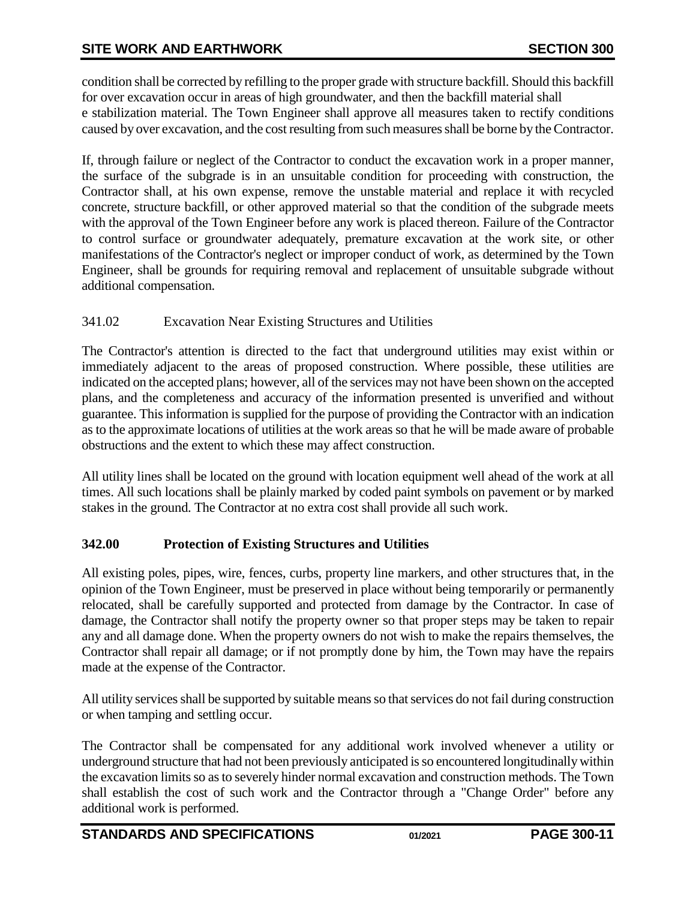condition shall be corrected by refilling to the proper grade with structure backfill. Should this backfill for over excavation occur in areas of high groundwater, and then the backfill material shall e stabilization material. The Town Engineer shall approve all measures taken to rectify conditions caused by over excavation, and the cost resulting from such measures shall be borne by the Contractor.

If, through failure or neglect of the Contractor to conduct the excavation work in a proper manner, the surface of the subgrade is in an unsuitable condition for proceeding with construction, the Contractor shall, at his own expense, remove the unstable material and replace it with recycled concrete, structure backfill, or other approved material so that the condition of the subgrade meets with the approval of the Town Engineer before any work is placed thereon. Failure of the Contractor to control surface or groundwater adequately, premature excavation at the work site, or other manifestations of the Contractor's neglect or improper conduct of work, as determined by the Town Engineer, shall be grounds for requiring removal and replacement of unsuitable subgrade without additional compensation.

341.02 Excavation Near Existing Structures and Utilities

The Contractor's attention is directed to the fact that underground utilities may exist within or immediately adjacent to the areas of proposed construction. Where possible, these utilities are indicated on the accepted plans; however, all of the services may not have been shown on the accepted plans, and the completeness and accuracy of the information presented is unverified and without guarantee. This information is supplied for the purpose of providing the Contractor with an indication as to the approximate locations of utilities at the work areas so that he will be made aware of probable obstructions and the extent to which these may affect construction.

All utility lines shall be located on the ground with location equipment well ahead of the work at all times. All such locations shall be plainly marked by coded paint symbols on pavement or by marked stakes in the ground. The Contractor at no extra cost shall provide all such work.

## 342.00 Protection of Existing Structures and Utilities

All existing poles, pipes, wire, fences, curbs, property line markers, and other structures that, in the opinion of the Town Engineer, must be preserved in place without being temporarily or permanently relocated, shall be carefully supported and protected from damage by the Contractor. In case of damage, the Contractor shall notify the property owner so that proper steps may be taken to repair any and all damage done. When the property owners do not wish to make the repairs themselves, the Contractor shall repair all damage; or if not promptly done by him, the Town may have the repairs made at the expense of the Contractor.

All utility services shall be supported by suitable means so that services do not fail during construction or when tamping and settling occur.

The Contractor shall be compensated for any additional work involved whenever a utility or underground structure that had not been previously anticipated is so encountered longitudinally within the excavation limits so as to severely hinder normal excavation and construction methods. The Town shall establish the cost of such work and the Contractor through a "Change Order" before any additional work is performed.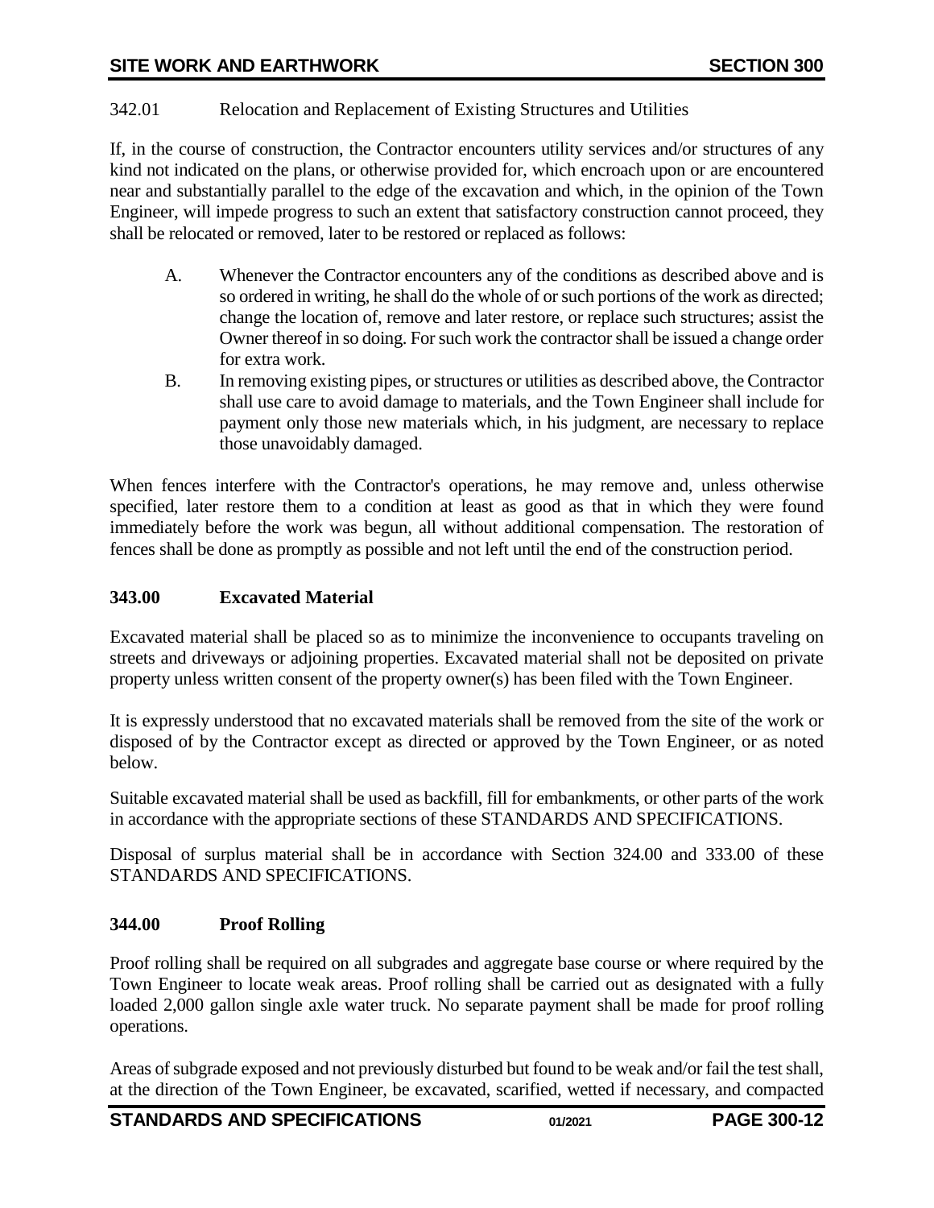342.01 Relocation and Replacement of Existing Structures and Utilities

If, in the course of construction, the Contractor encounters utility services and/or structures of any kind not indicated on the plans, or otherwise provided for, which encroach upon or are encountered near and substantially parallel to the edge of the excavation and which, in the opinion of the Town Engineer, will impede progress to such an extent that satisfactory construction cannot proceed, they shall be relocated or removed, later to be restored or replaced as follows:

A. Whenever the Contractor encounters any of the conditions as described above and is so ordered in writing, he shall do the whole of or such portions of the work as directed; change the location of, remove and later restore, or replace such structures; assist the Owner thereof in so doing. For such work the contractor shall be issued a change order for extra work.

B. In removing existing pipes, or structures or utilities as described above, the Contractor shall use care to avoid damage to materials, and the Town Engineer shall include for payment only those new materials which, in his judgment, are necessary to replace those unavoidably damaged.

When fences interfere with the Contractor's operations, he may remove and, unless otherwise specified, later restore them to a condition at least as good as that in which they were found immediately before the work was begun, all without additional compensation. The restoration of fences shall be done as promptly as possible and not left until the end of the construction period.

## 343.00 Excavated Material

Excavated material shall be placed so as to minimize the inconvenience to occupants traveling on streets and driveways or adjoining properties. Excavated material shall not be deposited on private property unless written consent of the property owner(s) has been filed with the Town Engineer.

It is expressly understood that no excavated materials shall be removed from the site of the work or disposed of by the Contractor except as directed or approved by the Town Engineer, or as noted below.

Suitable excavated material shall be used as backfill, fill for embankments, or other parts of the work in accordance with the appropriate sections of these STANDARDS AND SPECIFICATIONS.

Disposal of surplus material shall be in accordance with Section 324.00 and 333.00 of these STANDARDS AND SPECIFICATIONS.

## 344.00 Proof Rolling

Proof rolling shall be required on all subgrades and aggregate base course or where required by the Town Engineer to locate weak areas. Proof rolling shall be carried out as designated with a fully loaded 2,000 gallon single axle water truck. No separate payment shall be made for proof rolling operations.

Areas of subgrade exposed and not previously disturbed but found to be weak and/or fail the test shall, at the direction of the Town Engineer, be excavated, scarified, wetted if necessary, and compacted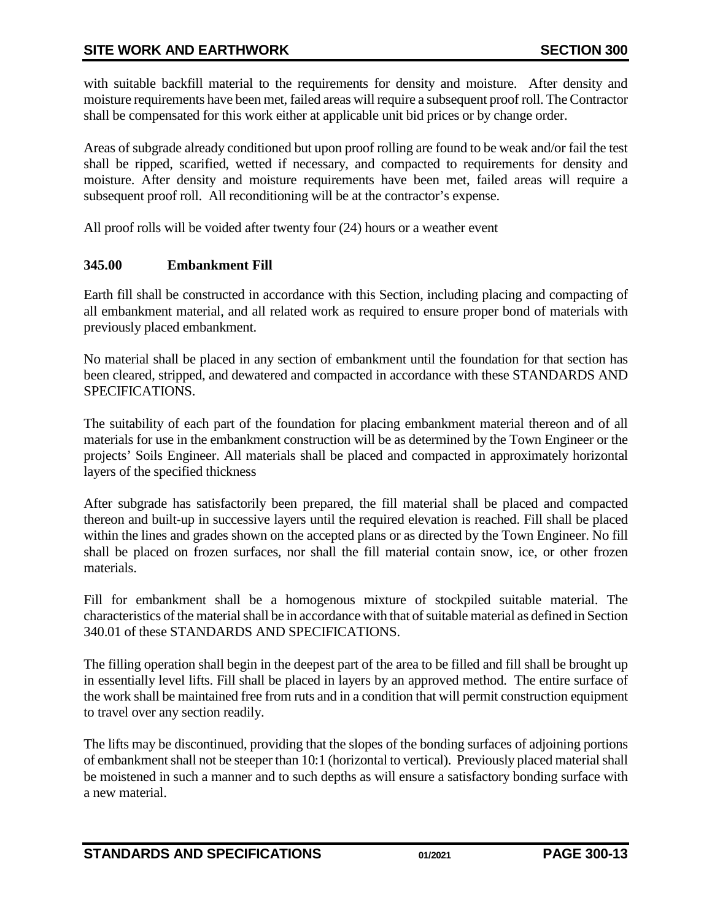with suitable backfill material to the requirements for density and moisture. After density and moisture requirements have been met, failed areas will require a subsequent proof roll. The Contractor shall be compensated for this work either at applicable unit bid prices or by change order.

Areas of subgrade already conditioned but upon proof rolling are found to be weak and/or fail the test shall be ripped, scarified, wetted if necessary, and compacted to requirements for density and moisture. After density and moisture requirements have been met, failed areas will require a subsequent proof roll. All reconditioning will be at the contractor's expense.

All proof rolls will be voided after twenty four (24) hours or a weather event

### 345.00 Embankment Fill

Earth fill shall be constructed in accordance with this Section, including placing and compacting of all embankment material, and all related work as required to ensure proper bond of materials with previously placed embankment.

No material shall be placed in any section of embankment until the foundation for that section has been cleared, stripped, and dewatered and compacted in accordance with these STANDARDS AND SPECIFICATIONS.

The suitability of each part of the foundation for placing embankment material thereon and of all materials for use in the embankment construction will be as determined by the Town Engineer or the projects' Soils Engineer. All materials shall be placed and compacted in approximately horizontal layers of the specified thickness

After subgrade has satisfactorily been prepared, the fill material shall be placed and compacted thereon and built-up in successive layers until the required elevation is reached. Fill shall be placed within the lines and grades shown on the accepted plans or as directed by the Town Engineer. No fill shall be placed on frozen surfaces, nor shall the fill material contain snow, ice, or other frozen materials.

Fill for embankment shall be a homogenous mixture of stockpiled suitable material. The characteristics of the material shall be in accordance with that of suitable material as defined in Section 340.01 of these STANDARDS AND SPECIFICATIONS.

The filling operation shall begin in the deepest part of the area to be filled and fill shall be brought up in essentially level lifts. Fill shall be placed in layers by an approved method. The entire surface of the work shall be maintained free from ruts and in a condition that will permit construction equipment to travel over any section readily.

The lifts may be discontinued, providing that the slopes of the bonding surfaces of adjoining portions of embankment shall not be steeper than 10:1 (horizontal to vertical). Previously placed material shall be moistened in such a manner and to such depths as will ensure a satisfactory bonding surface with a new material.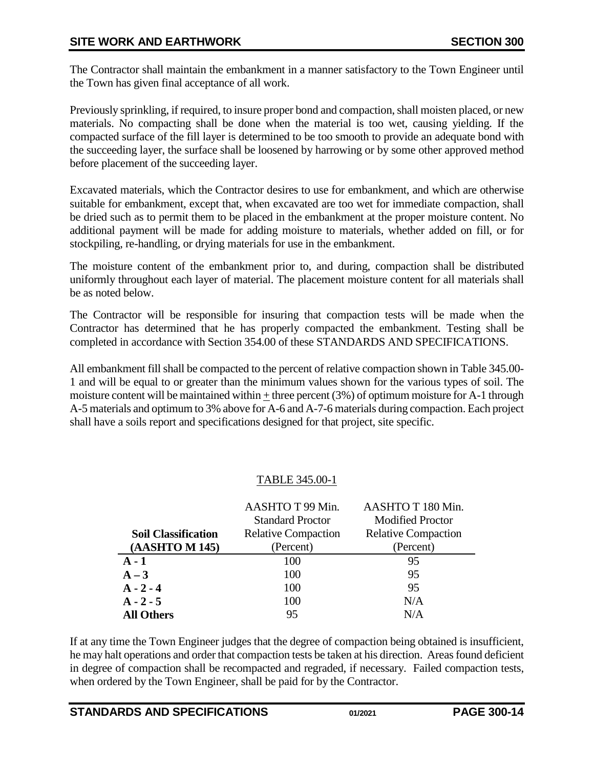The Contractor shall maintain the embankment in a manner satisfactory to the Town Engineer until the Town has given final acceptance of all work.

Previously sprinkling, if required, to insure proper bond and compaction, shall moisten placed, or new materials. No compacting shall be done when the material is too wet, causing yielding. If the compacted surface of the fill layer is determined to be too smooth to provide an adequate bond with the succeeding layer, the surface shall be loosened by harrowing or by some other approved method before placement of the succeeding layer.

Excavated materials, which the Contractor desires to use for embankment, and which are otherwise suitable for embankment, except that, when excavated are too wet for immediate compaction, shall be dried such as to permit them to be placed in the embankment at the proper moisture content. No additional payment will be made for adding moisture to materials, whether added on fill, or for stockpiling, re-handling, or drying materials for use in the embankment.

The moisture content of the embankment prior to, and during, compaction shall be distributed uniformly throughout each layer of material. The placement moisture content for all materials shall be as noted below.

The Contractor will be responsible for insuring that compaction tests will be made when the Contractor has determined that he has properly compacted the embankment. Testing shall be completed in accordance with Section 354.00 of these STANDARDS AND SPECIFICATIONS.

All embankment fill shall be compacted to the percent of relative compaction shown in Table 345.00-1 and will be equal to or greater than the minimum values shown for the various types of soil. The moisture content will be maintained within ± three percent (3%) of optimum moisture for A-1 through A-5 materials and optimum to 3% above for A-6 and A-7-6 materials during compaction. Each project shall have a soils report and specifications designed for that project, site specific.

TABLE 345.00-1

| Soil Classification (AASHTO M 145) | AASHTO T 99 Min. Standard Proctor Relative Compaction (Percent) | AASHTO T 180 Min. Modified Proctor Relative Compaction (Percent) |
|---|---|---|
| **A - 1** | 100 | 95 |
| **A – 3** | 100 | 95 |
| **A - 2 - 4** | 100 | 95 |
| **A - 2 - 5** | 100 | N/A |
| **All Others** | 95 | N/A |

If at any time the Town Engineer judges that the degree of compaction being obtained is insufficient, he may halt operations and order that compaction tests be taken at his direction. Areas found deficient in degree of compaction shall be recompacted and regraded, if necessary. Failed compaction tests, when ordered by the Town Engineer, shall be paid for by the Contractor.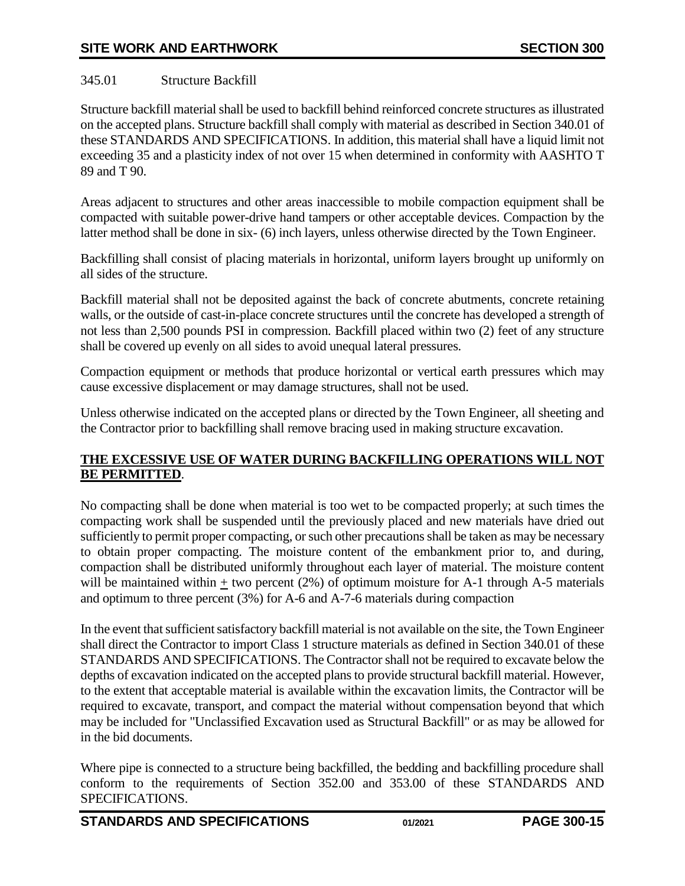## 345.01 Structure Backfill

Structure backfill material shall be used to backfill behind reinforced concrete structures as illustrated on the accepted plans. Structure backfill shall comply with material as described in Section 340.01 of these STANDARDS AND SPECIFICATIONS. In addition, this material shall have a liquid limit not exceeding 35 and a plasticity index of not over 15 when determined in conformity with AASHTO T 89 and T 90.

Areas adjacent to structures and other areas inaccessible to mobile compaction equipment shall be compacted with suitable power-drive hand tampers or other acceptable devices. Compaction by the latter method shall be done in six- (6) inch layers, unless otherwise directed by the Town Engineer.

Backfilling shall consist of placing materials in horizontal, uniform layers brought up uniformly on all sides of the structure.

Backfill material shall not be deposited against the back of concrete abutments, concrete retaining walls, or the outside of cast-in-place concrete structures until the concrete has developed a strength of not less than 2,500 pounds PSI in compression. Backfill placed within two (2) feet of any structure shall be covered up evenly on all sides to avoid unequal lateral pressures.

Compaction equipment or methods that produce horizontal or vertical earth pressures which may cause excessive displacement or may damage structures, shall not be used.

Unless otherwise indicated on the accepted plans or directed by the Town Engineer, all sheeting and the Contractor prior to backfilling shall remove bracing used in making structure excavation.

**THE EXCESSIVE USE OF WATER DURING BACKFILLING OPERATIONS WILL NOT BE PERMITTED**.

No compacting shall be done when material is too wet to be compacted properly; at such times the compacting work shall be suspended until the previously placed and new materials have dried out sufficiently to permit proper compacting, or such other precautions shall be taken as may be necessary to obtain proper compacting. The moisture content of the embankment prior to, and during, compaction shall be distributed uniformly throughout each layer of material. The moisture content will be maintained within ± two percent (2%) of optimum moisture for A-1 through A-5 materials and optimum to three percent (3%) for A-6 and A-7-6 materials during compaction

In the event that sufficient satisfactory backfill material is not available on the site, the Town Engineer shall direct the Contractor to import Class 1 structure materials as defined in Section 340.01 of these STANDARDS AND SPECIFICATIONS. The Contractor shall not be required to excavate below the depths of excavation indicated on the accepted plans to provide structural backfill material. However, to the extent that acceptable material is available within the excavation limits, the Contractor will be required to excavate, transport, and compact the material without compensation beyond that which may be included for "Unclassified Excavation used as Structural Backfill" or as may be allowed for in the bid documents.

Where pipe is connected to a structure being backfilled, the bedding and backfilling procedure shall conform to the requirements of Section 352.00 and 353.00 of these STANDARDS AND SPECIFICATIONS.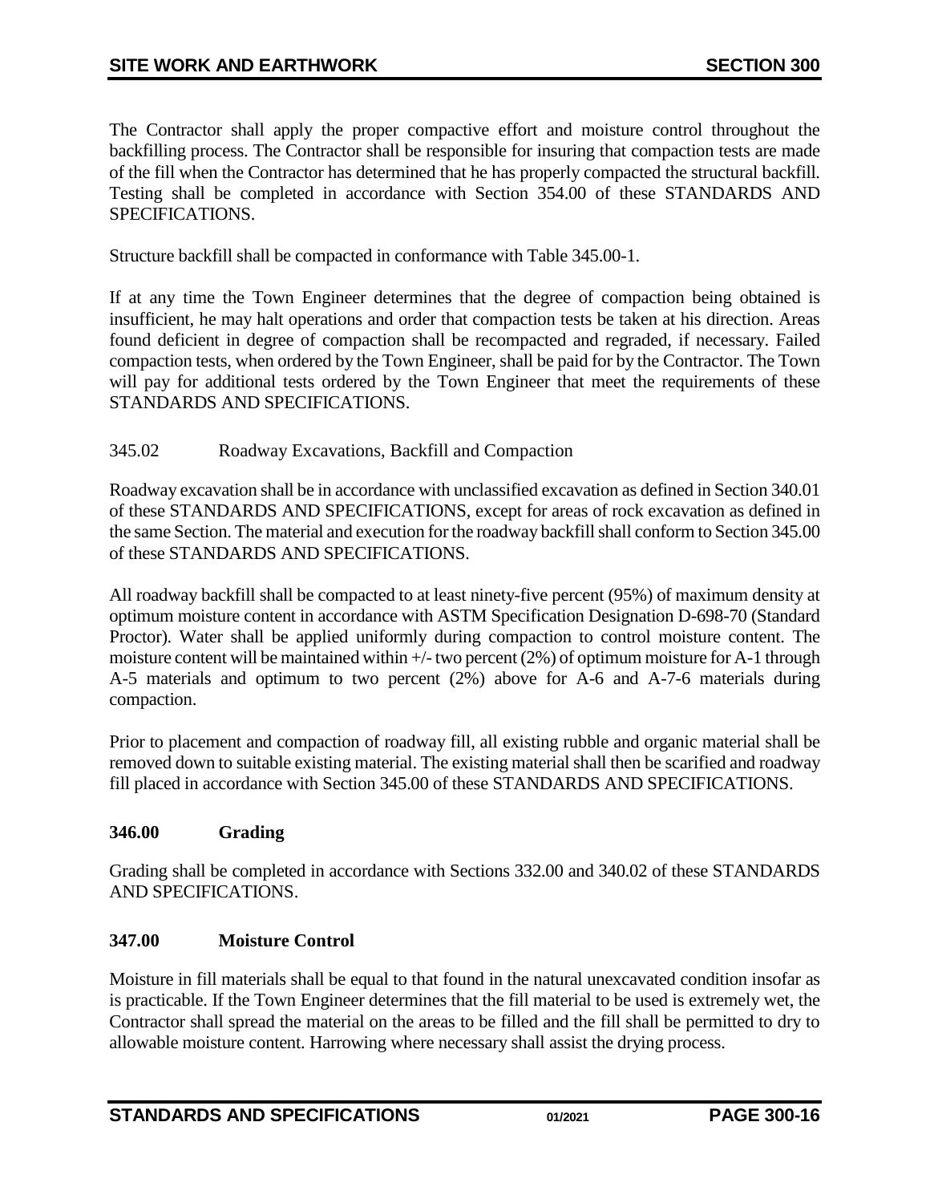The Contractor shall apply the proper compactive effort and moisture control throughout the backfilling process. The Contractor shall be responsible for insuring that compaction tests are made of the fill when the Contractor has determined that he has properly compacted the structural backfill. Testing shall be completed in accordance with Section 354.00 of these STANDARDS AND SPECIFICATIONS.

Structure backfill shall be compacted in conformance with Table 345.00-1.

If at any time the Town Engineer determines that the degree of compaction being obtained is insufficient, he may halt operations and order that compaction tests be taken at his direction. Areas found deficient in degree of compaction shall be recompacted and regraded, if necessary. Failed compaction tests, when ordered by the Town Engineer, shall be paid for by the Contractor. The Town will pay for additional tests ordered by the Town Engineer that meet the requirements of these STANDARDS AND SPECIFICATIONS.

345.02 Roadway Excavations, Backfill and Compaction

Roadway excavation shall be in accordance with unclassified excavation as defined in Section 340.01 of these STANDARDS AND SPECIFICATIONS, except for areas of rock excavation as defined in the same Section. The material and execution for the roadway backfill shall conform to Section 345.00 of these STANDARDS AND SPECIFICATIONS.

All roadway backfill shall be compacted to at least ninety-five percent (95%) of maximum density at optimum moisture content in accordance with ASTM Specification Designation D-698-70 (Standard Proctor). Water shall be applied uniformly during compaction to control moisture content. The moisture content will be maintained within +/- two percent (2%) of optimum moisture for A-1 through A-5 materials and optimum to two percent (2%) above for A-6 and A-7-6 materials during compaction.

Prior to placement and compaction of roadway fill, all existing rubble and organic material shall be removed down to suitable existing material. The existing material shall then be scarified and roadway fill placed in accordance with Section 345.00 of these STANDARDS AND SPECIFICATIONS.

## 346.00 Grading

Grading shall be completed in accordance with Sections 332.00 and 340.02 of these STANDARDS AND SPECIFICATIONS.

## 347.00 Moisture Control

Moisture in fill materials shall be equal to that found in the natural unexcavated condition insofar as is practicable. If the Town Engineer determines that the fill material to be used is extremely wet, the Contractor shall spread the material on the areas to be filled and the fill shall be permitted to dry to allowable moisture content. Harrowing where necessary shall assist the drying process.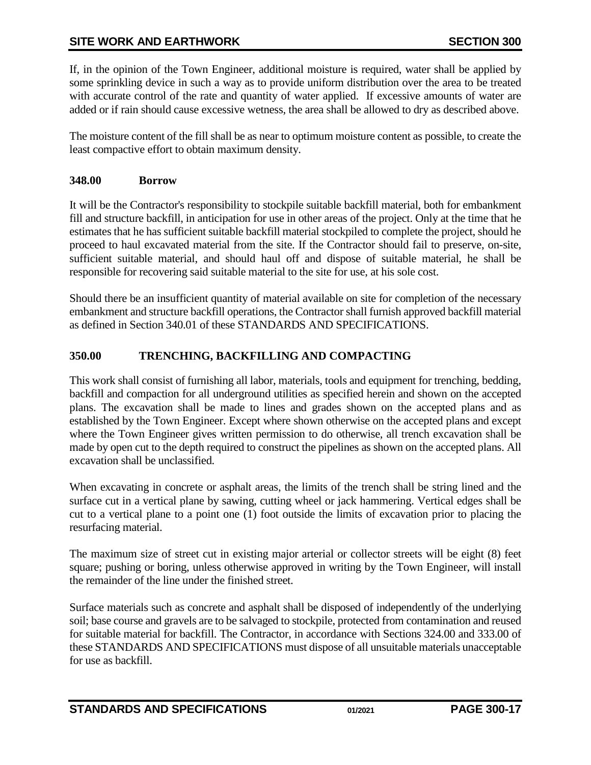If, in the opinion of the Town Engineer, additional moisture is required, water shall be applied by some sprinkling device in such a way as to provide uniform distribution over the area to be treated with accurate control of the rate and quantity of water applied. If excessive amounts of water are added or if rain should cause excessive wetness, the area shall be allowed to dry as described above.

The moisture content of the fill shall be as near to optimum moisture content as possible, to create the least compactive effort to obtain maximum density.

### 348.00 Borrow

It will be the Contractor's responsibility to stockpile suitable backfill material, both for embankment fill and structure backfill, in anticipation for use in other areas of the project. Only at the time that he estimates that he has sufficient suitable backfill material stockpiled to complete the project, should he proceed to haul excavated material from the site. If the Contractor should fail to preserve, on-site, sufficient suitable material, and should haul off and dispose of suitable material, he shall be responsible for recovering said suitable material to the site for use, at his sole cost.

Should there be an insufficient quantity of material available on site for completion of the necessary embankment and structure backfill operations, the Contractor shall furnish approved backfill material as defined in Section 340.01 of these STANDARDS AND SPECIFICATIONS.

## 350.00 TRENCHING, BACKFILLING AND COMPACTING

This work shall consist of furnishing all labor, materials, tools and equipment for trenching, bedding, backfill and compaction for all underground utilities as specified herein and shown on the accepted plans. The excavation shall be made to lines and grades shown on the accepted plans and as established by the Town Engineer. Except where shown otherwise on the accepted plans and except where the Town Engineer gives written permission to do otherwise, all trench excavation shall be made by open cut to the depth required to construct the pipelines as shown on the accepted plans. All excavation shall be unclassified.

When excavating in concrete or asphalt areas, the limits of the trench shall be string lined and the surface cut in a vertical plane by sawing, cutting wheel or jack hammering. Vertical edges shall be cut to a vertical plane to a point one (1) foot outside the limits of excavation prior to placing the resurfacing material.

The maximum size of street cut in existing major arterial or collector streets will be eight (8) feet square; pushing or boring, unless otherwise approved in writing by the Town Engineer, will install the remainder of the line under the finished street.

Surface materials such as concrete and asphalt shall be disposed of independently of the underlying soil; base course and gravels are to be salvaged to stockpile, protected from contamination and reused for suitable material for backfill. The Contractor, in accordance with Sections 324.00 and 333.00 of these STANDARDS AND SPECIFICATIONS must dispose of all unsuitable materials unacceptable for use as backfill.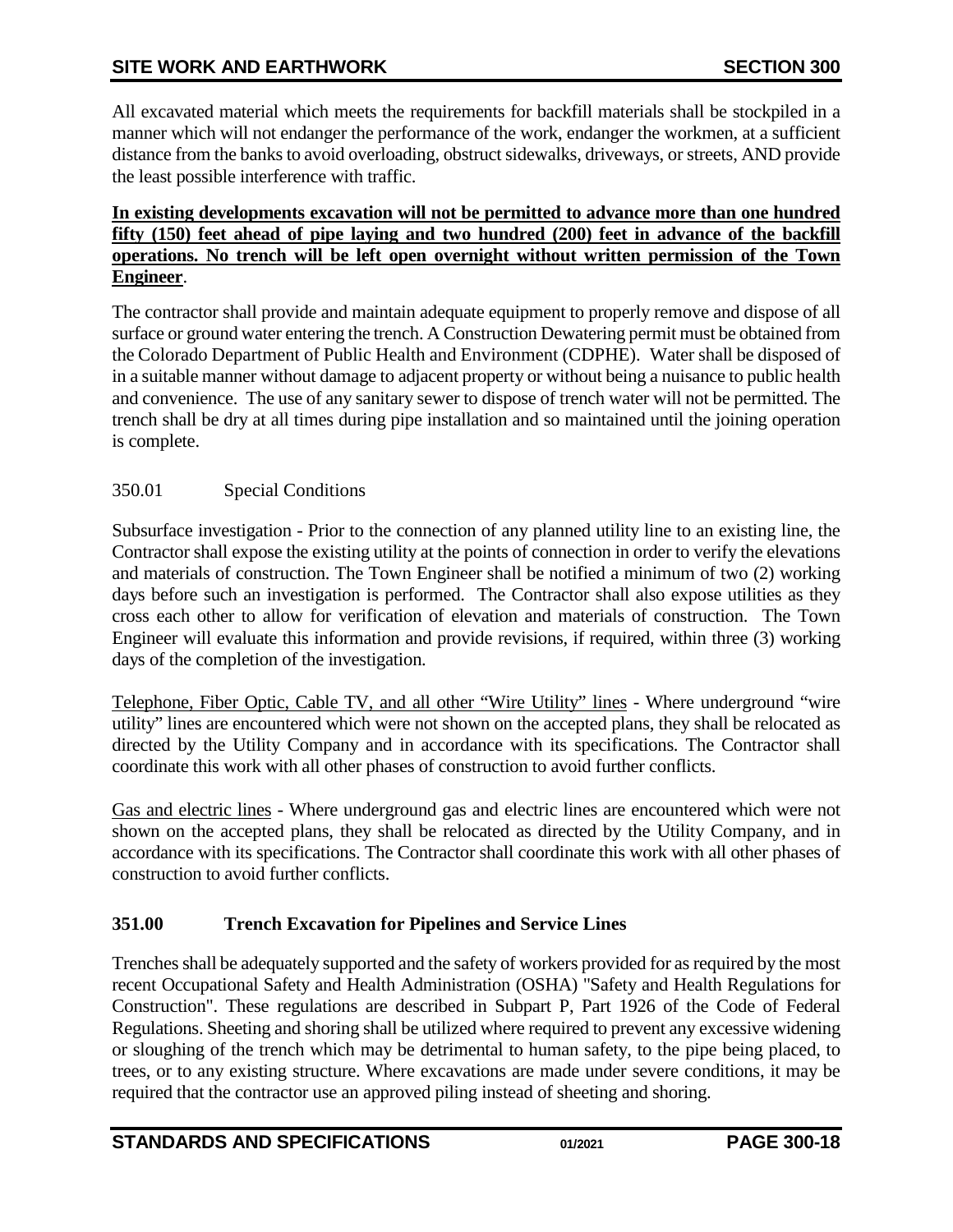All excavated material which meets the requirements for backfill materials shall be stockpiled in a manner which will not endanger the performance of the work, endanger the workmen, at a sufficient distance from the banks to avoid overloading, obstruct sidewalks, driveways, or streets, AND provide the least possible interference with traffic.

**In existing developments excavation will not be permitted to advance more than one hundred fifty (150) feet ahead of pipe laying and two hundred (200) feet in advance of the backfill operations. No trench will be left open overnight without written permission of the Town Engineer**.

The contractor shall provide and maintain adequate equipment to properly remove and dispose of all surface or ground water entering the trench. A Construction Dewatering permit must be obtained from the Colorado Department of Public Health and Environment (CDPHE). Water shall be disposed of in a suitable manner without damage to adjacent property or without being a nuisance to public health and convenience. The use of any sanitary sewer to dispose of trench water will not be permitted. The trench shall be dry at all times during pipe installation and so maintained until the joining operation is complete.

### 350.01 Special Conditions

Subsurface investigation - Prior to the connection of any planned utility line to an existing line, the Contractor shall expose the existing utility at the points of connection in order to verify the elevations and materials of construction. The Town Engineer shall be notified a minimum of two (2) working days before such an investigation is performed. The Contractor shall also expose utilities as they cross each other to allow for verification of elevation and materials of construction. The Town Engineer will evaluate this information and provide revisions, if required, within three (3) working days of the completion of the investigation.

Telephone, Fiber Optic, Cable TV, and all other "Wire Utility" lines - Where underground "wire utility" lines are encountered which were not shown on the accepted plans, they shall be relocated as directed by the Utility Company and in accordance with its specifications. The Contractor shall coordinate this work with all other phases of construction to avoid further conflicts.

Gas and electric lines - Where underground gas and electric lines are encountered which were not shown on the accepted plans, they shall be relocated as directed by the Utility Company, and in accordance with its specifications. The Contractor shall coordinate this work with all other phases of construction to avoid further conflicts.

## 351.00 Trench Excavation for Pipelines and Service Lines

Trenches shall be adequately supported and the safety of workers provided for as required by the most recent Occupational Safety and Health Administration (OSHA) "Safety and Health Regulations for Construction". These regulations are described in Subpart P, Part 1926 of the Code of Federal Regulations. Sheeting and shoring shall be utilized where required to prevent any excessive widening or sloughing of the trench which may be detrimental to human safety, to the pipe being placed, to trees, or to any existing structure. Where excavations are made under severe conditions, it may be required that the contractor use an approved piling instead of sheeting and shoring.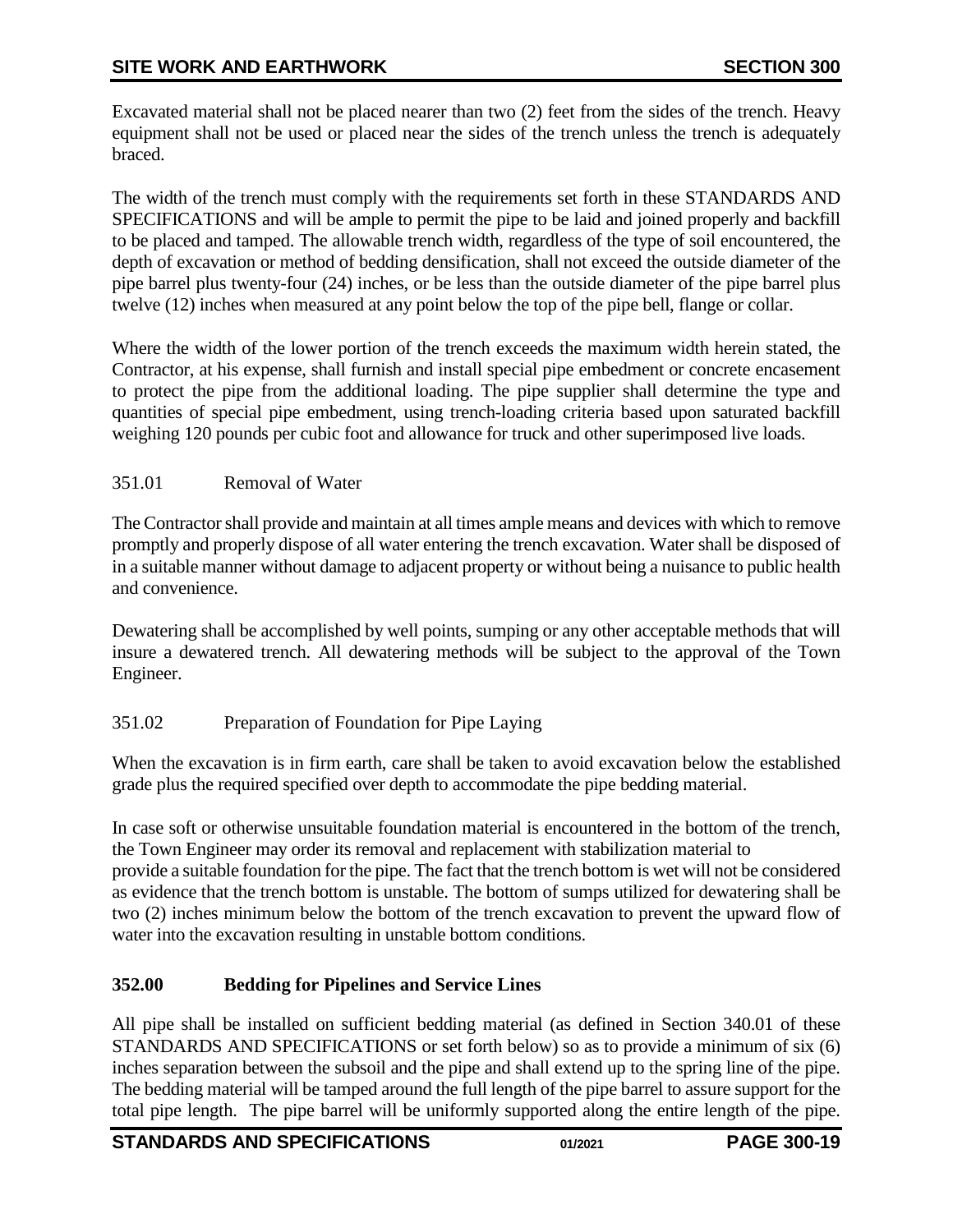Excavated material shall not be placed nearer than two (2) feet from the sides of the trench. Heavy equipment shall not be used or placed near the sides of the trench unless the trench is adequately braced.

The width of the trench must comply with the requirements set forth in these STANDARDS AND SPECIFICATIONS and will be ample to permit the pipe to be laid and joined properly and backfill to be placed and tamped. The allowable trench width, regardless of the type of soil encountered, the depth of excavation or method of bedding densification, shall not exceed the outside diameter of the pipe barrel plus twenty-four (24) inches, or be less than the outside diameter of the pipe barrel plus twelve (12) inches when measured at any point below the top of the pipe bell, flange or collar.

Where the width of the lower portion of the trench exceeds the maximum width herein stated, the Contractor, at his expense, shall furnish and install special pipe embedment or concrete encasement to protect the pipe from the additional loading. The pipe supplier shall determine the type and quantities of special pipe embedment, using trench-loading criteria based upon saturated backfill weighing 120 pounds per cubic foot and allowance for truck and other superimposed live loads.

351.01 Removal of Water

The Contractor shall provide and maintain at all times ample means and devices with which to remove promptly and properly dispose of all water entering the trench excavation. Water shall be disposed of in a suitable manner without damage to adjacent property or without being a nuisance to public health and convenience.

Dewatering shall be accomplished by well points, sumping or any other acceptable methods that will insure a dewatered trench. All dewatering methods will be subject to the approval of the Town Engineer.

351.02 Preparation of Foundation for Pipe Laying

When the excavation is in firm earth, care shall be taken to avoid excavation below the established grade plus the required specified over depth to accommodate the pipe bedding material.

In case soft or otherwise unsuitable foundation material is encountered in the bottom of the trench, the Town Engineer may order its removal and replacement with stabilization material to provide a suitable foundation for the pipe. The fact that the trench bottom is wet will not be considered as evidence that the trench bottom is unstable. The bottom of sumps utilized for dewatering shall be two (2) inches minimum below the bottom of the trench excavation to prevent the upward flow of water into the excavation resulting in unstable bottom conditions.

## 352.00 Bedding for Pipelines and Service Lines

All pipe shall be installed on sufficient bedding material (as defined in Section 340.01 of these STANDARDS AND SPECIFICATIONS or set forth below) so as to provide a minimum of six (6) inches separation between the subsoil and the pipe and shall extend up to the spring line of the pipe. The bedding material will be tamped around the full length of the pipe barrel to assure support for the total pipe length. The pipe barrel will be uniformly supported along the entire length of the pipe.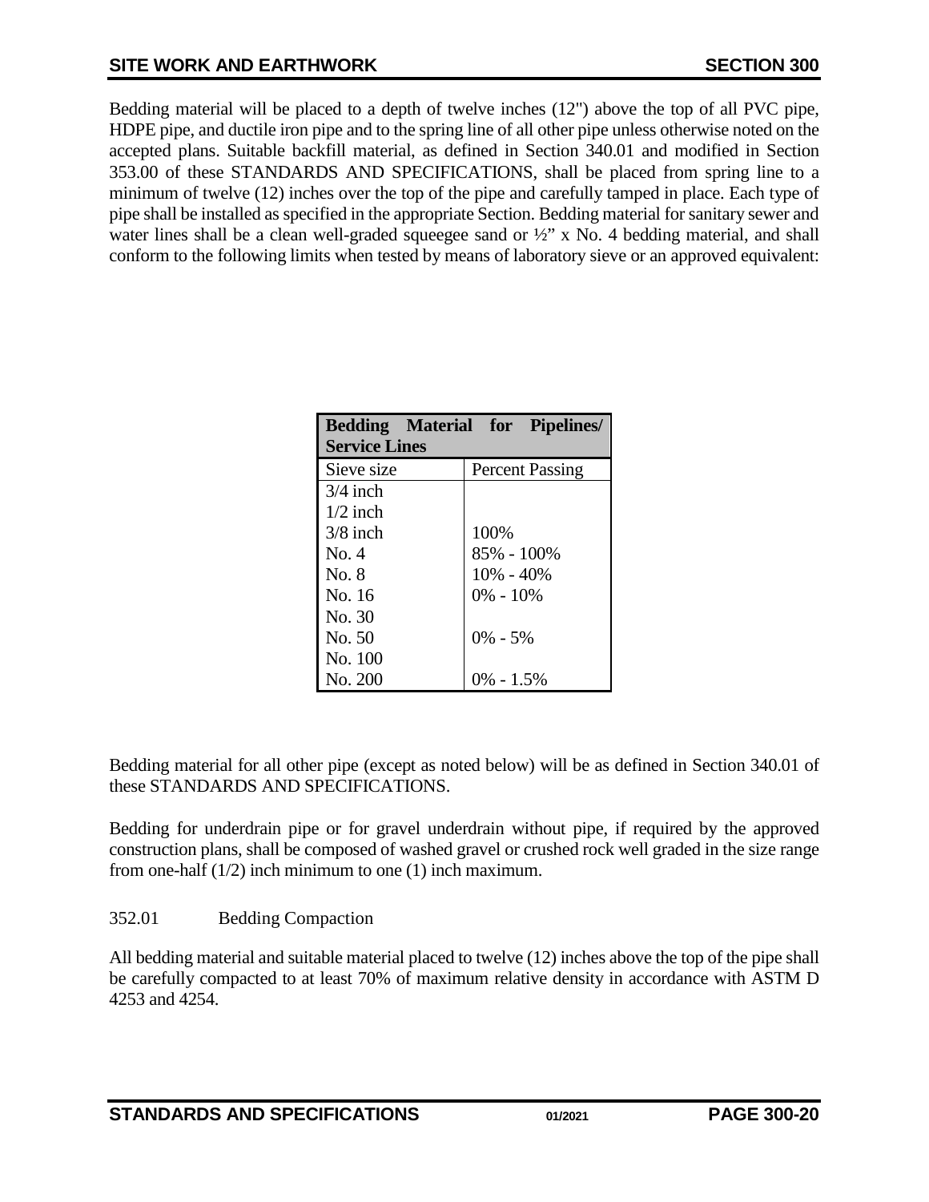Bedding material will be placed to a depth of twelve inches (12") above the top of all PVC pipe, HDPE pipe, and ductile iron pipe and to the spring line of all other pipe unless otherwise noted on the accepted plans. Suitable backfill material, as defined in Section 340.01 and modified in Section 353.00 of these STANDARDS AND SPECIFICATIONS, shall be placed from spring line to a minimum of twelve (12) inches over the top of the pipe and carefully tamped in place. Each type of pipe shall be installed as specified in the appropriate Section. Bedding material for sanitary sewer and water lines shall be a clean well-graded squeegee sand or ½" x No. 4 bedding material, and shall conform to the following limits when tested by means of laboratory sieve or an approved equivalent:

| **Bedding Material for Pipelines/ Service Lines** | |
|---|---|
| Sieve size | Percent Passing |
| 3/4 inch | |
| 1/2 inch | |
| 3/8 inch | 100% |
| No. 4 | 85% - 100% |
| No. 8 | 10% - 40% |
| No. 16 | 0% - 10% |
| No. 30 | |
| No. 50 | 0% - 5% |
| No. 100 | |
| No. 200 | 0% - 1.5% |

Bedding material for all other pipe (except as noted below) will be as defined in Section 340.01 of these STANDARDS AND SPECIFICATIONS.

Bedding for underdrain pipe or for gravel underdrain without pipe, if required by the approved construction plans, shall be composed of washed gravel or crushed rock well graded in the size range from one-half (1/2) inch minimum to one (1) inch maximum.

352.01 Bedding Compaction

All bedding material and suitable material placed to twelve (12) inches above the top of the pipe shall be carefully compacted to at least 70% of maximum relative density in accordance with ASTM D 4253 and 4254.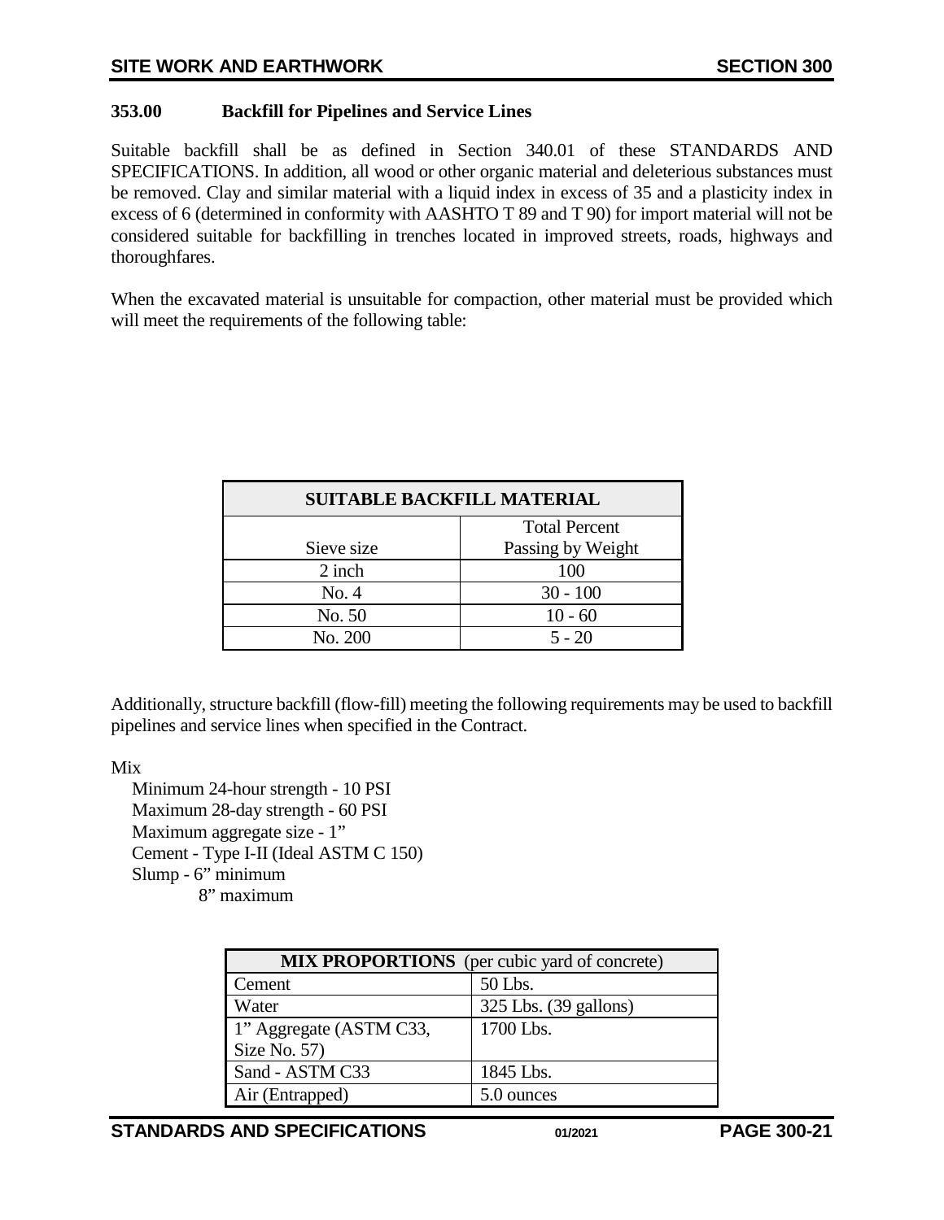### 353.00 Backfill for Pipelines and Service Lines

Suitable backfill shall be as defined in Section 340.01 of these STANDARDS AND SPECIFICATIONS. In addition, all wood or other organic material and deleterious substances must be removed. Clay and similar material with a liquid index in excess of 35 and a plasticity index in excess of 6 (determined in conformity with AASHTO T 89 and T 90) for import material will not be considered suitable for backfilling in trenches located in improved streets, roads, highways and thoroughfares.

When the excavated material is unsuitable for compaction, other material must be provided which will meet the requirements of the following table:

| SUITABLE BACKFILL MATERIAL | |
|---|---|
| Sieve size | Total Percent Passing by Weight |
| 2 inch | 100 |
| No. 4 | 30 - 100 |
| No. 50 | 10 - 60 |
| No. 200 | 5 - 20 |

Additionally, structure backfill (flow-fill) meeting the following requirements may be used to backfill pipelines and service lines when specified in the Contract.

Mix

- Minimum 24-hour strength - 10 PSI
- Maximum 28-day strength - 60 PSI
- Maximum aggregate size - 1"
- Cement - Type I-II (Ideal ASTM C 150)
- Slump - 6" minimum
  8" maximum

| **MIX PROPORTIONS** (per cubic yard of concrete) | |
|---|---|
| Cement | 50 Lbs. |
| Water | 325 Lbs. (39 gallons) |
| 1" Aggregate (ASTM C33, Size No. 57) | 1700 Lbs. |
| Sand - ASTM C33 | 1845 Lbs. |
| Air (Entrapped) | 5.0 ounces |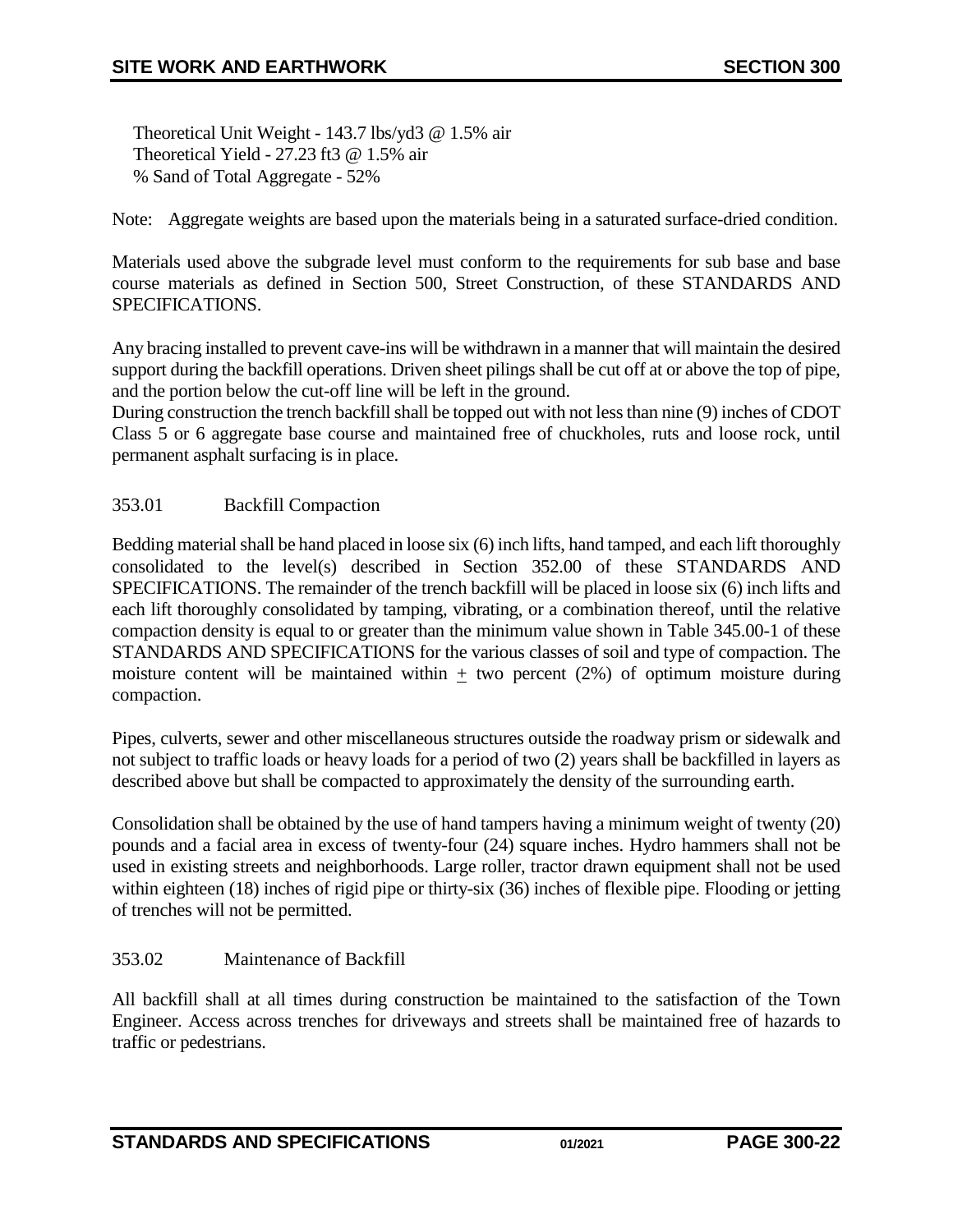Theoretical Unit Weight - 143.7 lbs/yd3 @ 1.5% air
Theoretical Yield - 27.23 ft3 @ 1.5% air
% Sand of Total Aggregate - 52%

Note: Aggregate weights are based upon the materials being in a saturated surface-dried condition.

Materials used above the subgrade level must conform to the requirements for sub base and base course materials as defined in Section 500, Street Construction, of these STANDARDS AND SPECIFICATIONS.

Any bracing installed to prevent cave-ins will be withdrawn in a manner that will maintain the desired support during the backfill operations. Driven sheet pilings shall be cut off at or above the top of pipe, and the portion below the cut-off line will be left in the ground.
During construction the trench backfill shall be topped out with not less than nine (9) inches of CDOT Class 5 or 6 aggregate base course and maintained free of chuckholes, ruts and loose rock, until permanent asphalt surfacing is in place.

### 353.01 Backfill Compaction

Bedding material shall be hand placed in loose six (6) inch lifts, hand tamped, and each lift thoroughly consolidated to the level(s) described in Section 352.00 of these STANDARDS AND SPECIFICATIONS. The remainder of the trench backfill will be placed in loose six (6) inch lifts and each lift thoroughly consolidated by tamping, vibrating, or a combination thereof, until the relative compaction density is equal to or greater than the minimum value shown in Table 345.00-1 of these STANDARDS AND SPECIFICATIONS for the various classes of soil and type of compaction. The moisture content will be maintained within ± two percent (2%) of optimum moisture during compaction.

Pipes, culverts, sewer and other miscellaneous structures outside the roadway prism or sidewalk and not subject to traffic loads or heavy loads for a period of two (2) years shall be backfilled in layers as described above but shall be compacted to approximately the density of the surrounding earth.

Consolidation shall be obtained by the use of hand tampers having a minimum weight of twenty (20) pounds and a facial area in excess of twenty-four (24) square inches. Hydro hammers shall not be used in existing streets and neighborhoods. Large roller, tractor drawn equipment shall not be used within eighteen (18) inches of rigid pipe or thirty-six (36) inches of flexible pipe. Flooding or jetting of trenches will not be permitted.

### 353.02 Maintenance of Backfill

All backfill shall at all times during construction be maintained to the satisfaction of the Town Engineer. Access across trenches for driveways and streets shall be maintained free of hazards to traffic or pedestrians.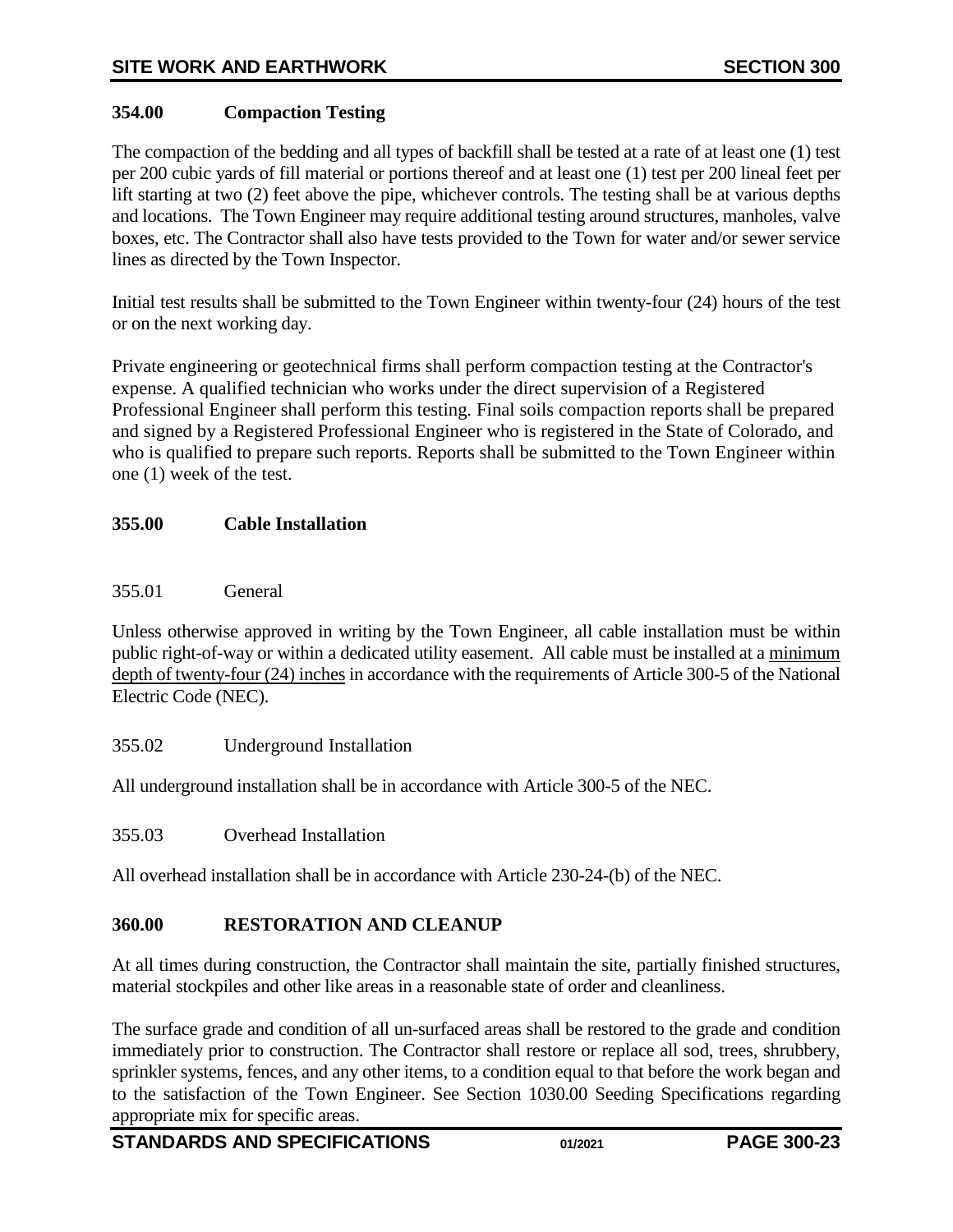### 354.00 Compaction Testing

The compaction of the bedding and all types of backfill shall be tested at a rate of at least one (1) test per 200 cubic yards of fill material or portions thereof and at least one (1) test per 200 lineal feet per lift starting at two (2) feet above the pipe, whichever controls. The testing shall be at various depths and locations. The Town Engineer may require additional testing around structures, manholes, valve boxes, etc. The Contractor shall also have tests provided to the Town for water and/or sewer service lines as directed by the Town Inspector.

Initial test results shall be submitted to the Town Engineer within twenty-four (24) hours of the test or on the next working day.

Private engineering or geotechnical firms shall perform compaction testing at the Contractor's expense. A qualified technician who works under the direct supervision of a Registered Professional Engineer shall perform this testing. Final soils compaction reports shall be prepared and signed by a Registered Professional Engineer who is registered in the State of Colorado, and who is qualified to prepare such reports. Reports shall be submitted to the Town Engineer within one (1) week of the test.

### 355.00 Cable Installation

#### 355.01 General

Unless otherwise approved in writing by the Town Engineer, all cable installation must be within public right-of-way or within a dedicated utility easement. All cable must be installed at a minimum depth of twenty-four (24) inches in accordance with the requirements of Article 300-5 of the National Electric Code (NEC).

#### 355.02 Underground Installation

All underground installation shall be in accordance with Article 300-5 of the NEC.

#### 355.03 Overhead Installation

All overhead installation shall be in accordance with Article 230-24-(b) of the NEC.

### 360.00 RESTORATION AND CLEANUP

At all times during construction, the Contractor shall maintain the site, partially finished structures, material stockpiles and other like areas in a reasonable state of order and cleanliness.

The surface grade and condition of all un-surfaced areas shall be restored to the grade and condition immediately prior to construction. The Contractor shall restore or replace all sod, trees, shrubbery, sprinkler systems, fences, and any other items, to a condition equal to that before the work began and to the satisfaction of the Town Engineer. See Section 1030.00 Seeding Specifications regarding appropriate mix for specific areas.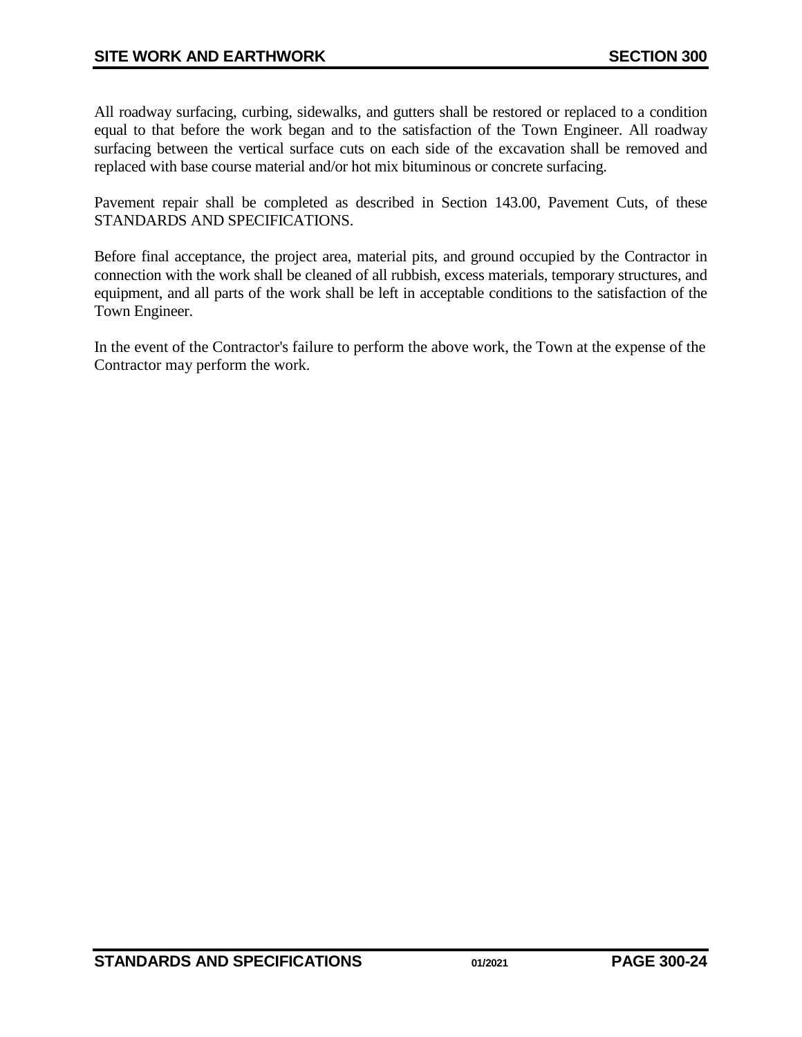All roadway surfacing, curbing, sidewalks, and gutters shall be restored or replaced to a condition equal to that before the work began and to the satisfaction of the Town Engineer. All roadway surfacing between the vertical surface cuts on each side of the excavation shall be removed and replaced with base course material and/or hot mix bituminous or concrete surfacing.

Pavement repair shall be completed as described in Section 143.00, Pavement Cuts, of these STANDARDS AND SPECIFICATIONS.

Before final acceptance, the project area, material pits, and ground occupied by the Contractor in connection with the work shall be cleaned of all rubbish, excess materials, temporary structures, and equipment, and all parts of the work shall be left in acceptable conditions to the satisfaction of the Town Engineer.

In the event of the Contractor's failure to perform the above work, the Town at the expense of the Contractor may perform the work.